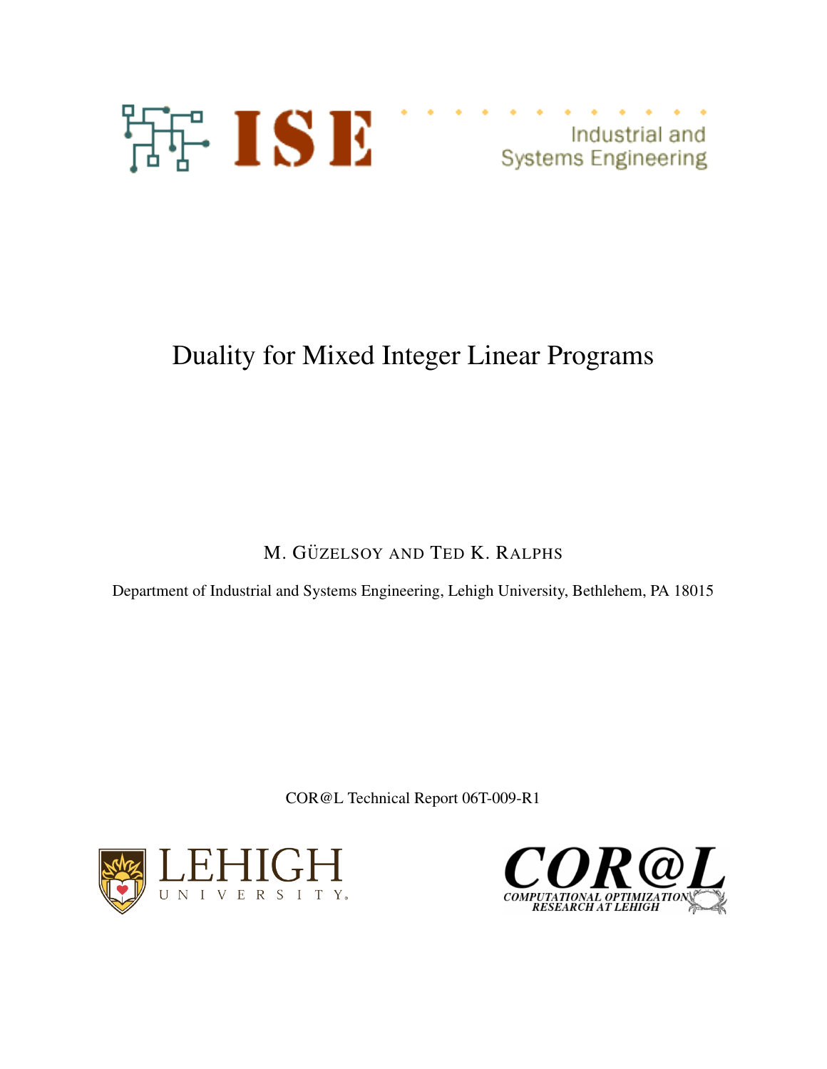ISE Industrial and Systems Engineering

# Duality for Mixed Integer Linear Programs

M. GÜZELSOY AND TED K. RALPHS

Department of Industrial and Systems Engineering, Lehigh University, Bethlehem, PA 18015

COR@L Technical Report 06T-009-R1

LEHIGH UNIVERSITY

COR@L COMPUTATIONAL OPTIMIZATION RESEARCH AT LEHIGH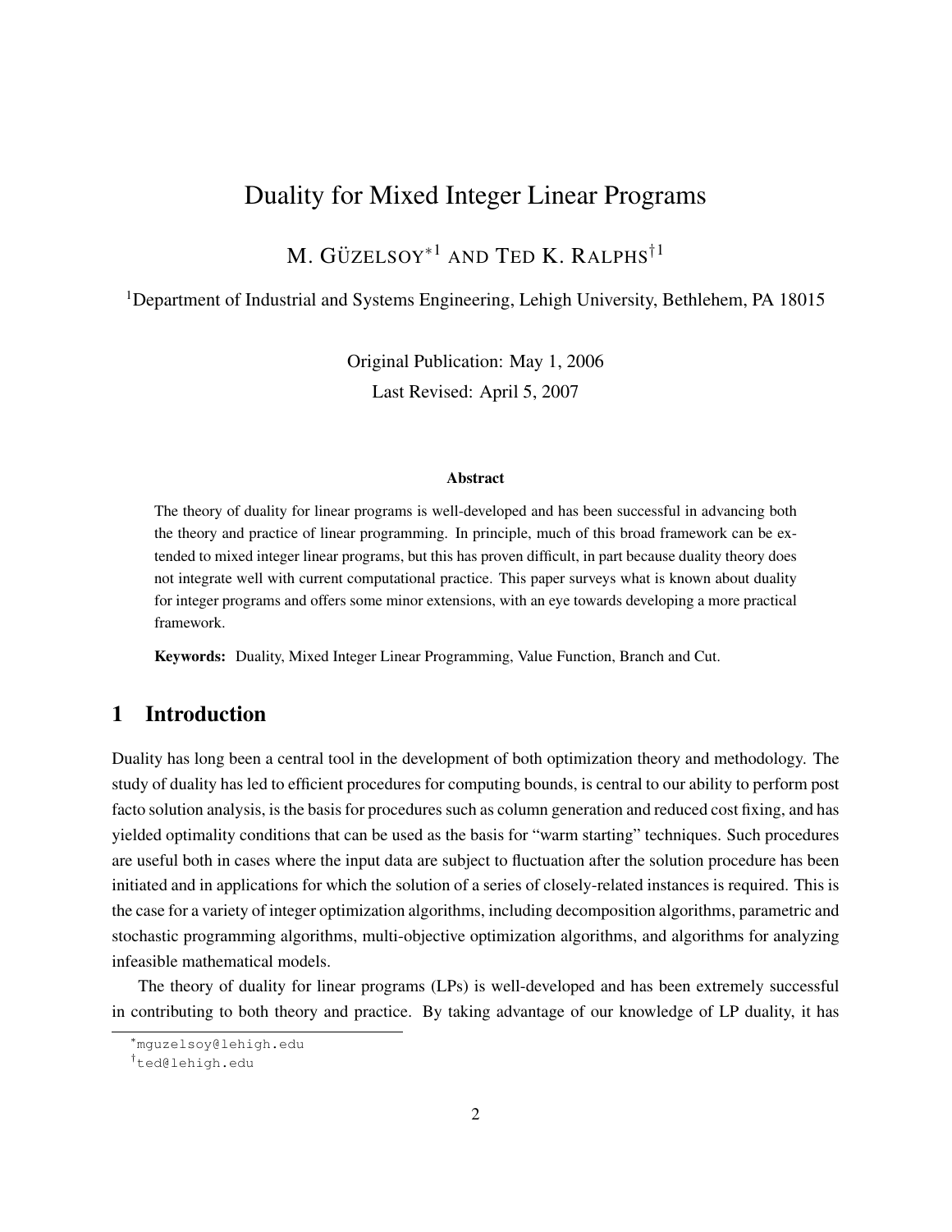# Duality for Mixed Integer Linear Programs

M. GÜZELSOY[*1] AND TED K. RALPHS[†1]

[1]Department of Industrial and Systems Engineering, Lehigh University, Bethlehem, PA 18015

Original Publication: May 1, 2006

Last Revised: April 5, 2007

#### Abstract

The theory of duality for linear programs is well-developed and has been successful in advancing both the theory and practice of linear programming. In principle, much of this broad framework can be extended to mixed integer linear programs, but this has proven difficult, in part because duality theory does not integrate well with current computational practice. This paper surveys what is known about duality for integer programs and offers some minor extensions, with an eye towards developing a more practical framework.

**Keywords:** Duality, Mixed Integer Linear Programming, Value Function, Branch and Cut.

## 1 Introduction

Duality has long been a central tool in the development of both optimization theory and methodology. The study of duality has led to efficient procedures for computing bounds, is central to our ability to perform post facto solution analysis, is the basis for procedures such as column generation and reduced cost fixing, and has yielded optimality conditions that can be used as the basis for "warm starting" techniques. Such procedures are useful both in cases where the input data are subject to fluctuation after the solution procedure has been initiated and in applications for which the solution of a series of closely-related instances is required. This is the case for a variety of integer optimization algorithms, including decomposition algorithms, parametric and stochastic programming algorithms, multi-objective optimization algorithms, and algorithms for analyzing infeasible mathematical models.

The theory of duality for linear programs (LPs) is well-developed and has been extremely successful in contributing to both theory and practice. By taking advantage of our knowledge of LP duality, it has

[*]mguzelsoy@lehigh.edu

[†]ted@lehigh.edu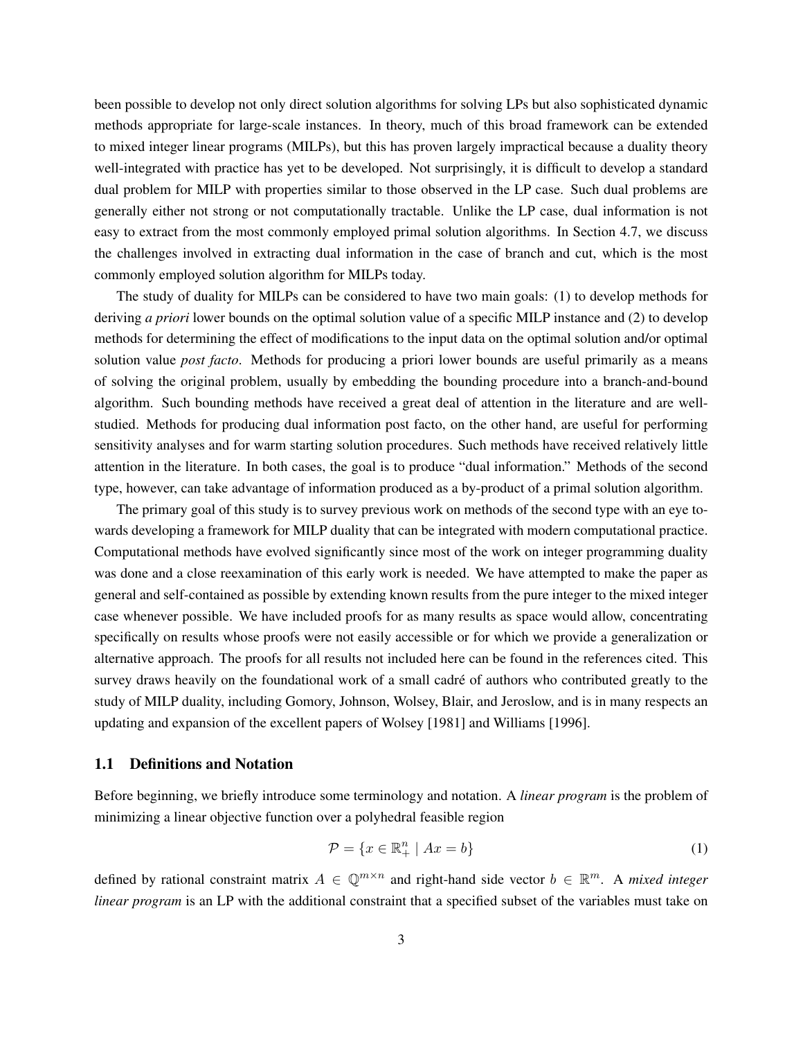been possible to develop not only direct solution algorithms for solving LPs but also sophisticated dynamic methods appropriate for large-scale instances. In theory, much of this broad framework can be extended to mixed integer linear programs (MILPs), but this has proven largely impractical because a duality theory well-integrated with practice has yet to be developed. Not surprisingly, it is difficult to develop a standard dual problem for MILP with properties similar to those observed in the LP case. Such dual problems are generally either not strong or not computationally tractable. Unlike the LP case, dual information is not easy to extract from the most commonly employed primal solution algorithms. In Section 4.7, we discuss the challenges involved in extracting dual information in the case of branch and cut, which is the most commonly employed solution algorithm for MILPs today.

The study of duality for MILPs can be considered to have two main goals: (1) to develop methods for deriving *a priori* lower bounds on the optimal solution value of a specific MILP instance and (2) to develop methods for determining the effect of modifications to the input data on the optimal solution and/or optimal solution value *post facto*. Methods for producing a priori lower bounds are useful primarily as a means of solving the original problem, usually by embedding the bounding procedure into a branch-and-bound algorithm. Such bounding methods have received a great deal of attention in the literature and are well-studied. Methods for producing dual information post facto, on the other hand, are useful for performing sensitivity analyses and for warm starting solution procedures. Such methods have received relatively little attention in the literature. In both cases, the goal is to produce "dual information." Methods of the second type, however, can take advantage of information produced as a by-product of a primal solution algorithm.

The primary goal of this study is to survey previous work on methods of the second type with an eye towards developing a framework for MILP duality that can be integrated with modern computational practice. Computational methods have evolved significantly since most of the work on integer programming duality was done and a close reexamination of this early work is needed. We have attempted to make the paper as general and self-contained as possible by extending known results from the pure integer to the mixed integer case whenever possible. We have included proofs for as many results as space would allow, concentrating specifically on results whose proofs were not easily accessible or for which we provide a generalization or alternative approach. The proofs for all results not included here can be found in the references cited. This survey draws heavily on the foundational work of a small cadré of authors who contributed greatly to the study of MILP duality, including Gomory, Johnson, Wolsey, Blair, and Jeroslow, and is in many respects an updating and expansion of the excellent papers of Wolsey [1981] and Williams [1996].

## 1.1 Definitions and Notation

Before beginning, we briefly introduce some terminology and notation. A *linear program* is the problem of minimizing a linear objective function over a polyhedral feasible region

$$\mathcal{P} = \{x \in \mathbb{R}^n_+ \mid Ax = b\} \tag{1}$$

defined by rational constraint matrix $A \in \mathbb{Q}^{m \times n}$ and right-hand side vector $b \in \mathbb{R}^m$. A *mixed integer linear program* is an LP with the additional constraint that a specified subset of the variables must take on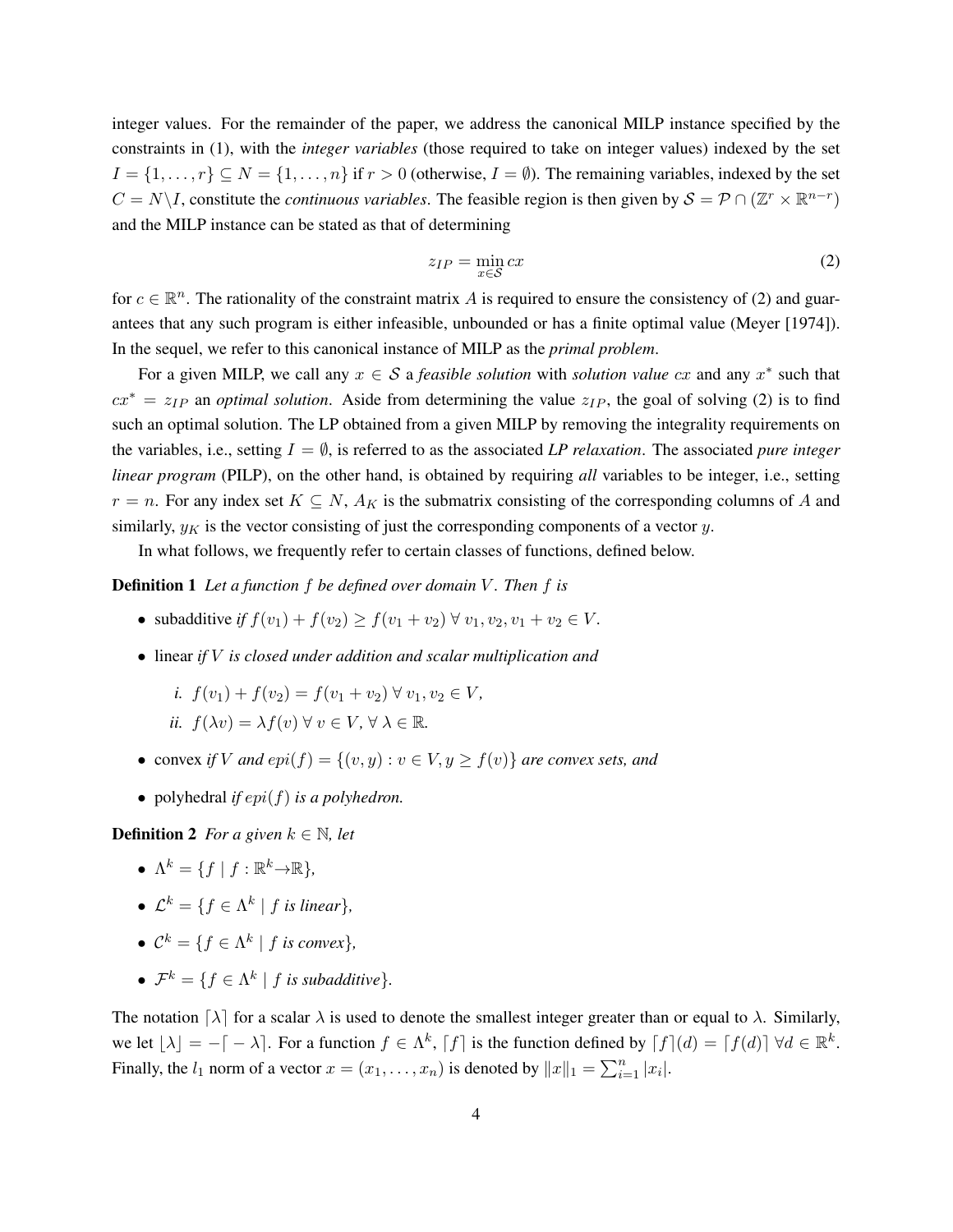integer values. For the remainder of the paper, we address the canonical MILP instance specified by the constraints in (1), with the *integer variables* (those required to take on integer values) indexed by the set $I = \{1, \ldots, r\} \subseteq N = \{1, \ldots, n\}$ if $r > 0$ (otherwise, $I = \emptyset$). The remaining variables, indexed by the set $C = N \backslash I$, constitute the *continuous variables*. The feasible region is then given by $\mathcal{S} = \mathcal{P} \cap (\mathbb{Z}^r \times \mathbb{R}^{n-r})$ and the MILP instance can be stated as that of determining

$$z_{IP} = \min_{x \in \mathcal{S}} cx \tag{2}$$

for $c \in \mathbb{R}^n$. The rationality of the constraint matrix $A$ is required to ensure the consistency of (2) and guarantees that any such program is either infeasible, unbounded or has a finite optimal value (Meyer [1974]). In the sequel, we refer to this canonical instance of MILP as the *primal problem*.

For a given MILP, we call any $x \in \mathcal{S}$ a *feasible solution* with *solution value* $cx$ and any $x^*$ such that $cx^* = z_{IP}$ an *optimal solution*. Aside from determining the value $z_{IP}$, the goal of solving (2) is to find such an optimal solution. The LP obtained from a given MILP by removing the integrality requirements on the variables, i.e., setting $I = \emptyset$, is referred to as the associated *LP relaxation*. The associated *pure integer linear program* (PILP), on the other hand, is obtained by requiring *all* variables to be integer, i.e., setting $r = n$. For any index set $K \subseteq N$, $A_K$ is the submatrix consisting of the corresponding columns of $A$ and similarly, $y_K$ is the vector consisting of just the corresponding components of a vector $y$.

In what follows, we frequently refer to certain classes of functions, defined below.

**Definition 1** *Let a function $f$ be defined over domain $V$. Then $f$ is*

- subadditive *if $f(v_1) + f(v_2) \geq f(v_1 + v_2) \; \forall \; v_1, v_2, v_1 + v_2 \in V$.*
- linear *if $V$ is closed under addition and scalar multiplication and*
  *i. $f(v_1) + f(v_2) = f(v_1 + v_2) \; \forall \; v_1, v_2 \in V$,*
  *ii. $f(\lambda v) = \lambda f(v) \; \forall \; v \in V, \; \forall \; \lambda \in \mathbb{R}$.*
- convex *if $V$ and $epi(f) = \{(v, y) : v \in V, y \geq f(v)\}$ are convex sets, and*
- polyhedral *if $epi(f)$ is a polyhedron.*

**Definition 2** *For a given $k \in \mathbb{N}$, let*

- $\Lambda^k = \{f \mid f : \mathbb{R}^k \rightarrow \mathbb{R}\}$,
- $\mathcal{L}^k = \{f \in \Lambda^k \mid f \text{ is linear}\}$,
- $\mathcal{C}^k = \{f \in \Lambda^k \mid f \text{ is convex}\}$,
- $\mathcal{F}^k = \{f \in \Lambda^k \mid f \text{ is subadditive}\}$.

The notation $\lceil \lambda \rceil$ for a scalar $\lambda$ is used to denote the smallest integer greater than or equal to $\lambda$. Similarly, we let $\lfloor \lambda \rfloor = -\lceil -\lambda \rceil$. For a function $f \in \Lambda^k$, $\lceil f \rceil$ is the function defined by $\lceil f \rceil(d) = \lceil f(d) \rceil \; \forall d \in \mathbb{R}^k$. Finally, the $l_1$ norm of a vector $x = (x_1, \ldots, x_n)$ is denoted by $\|x\|_1 = \sum_{i=1}^n |x_i|$.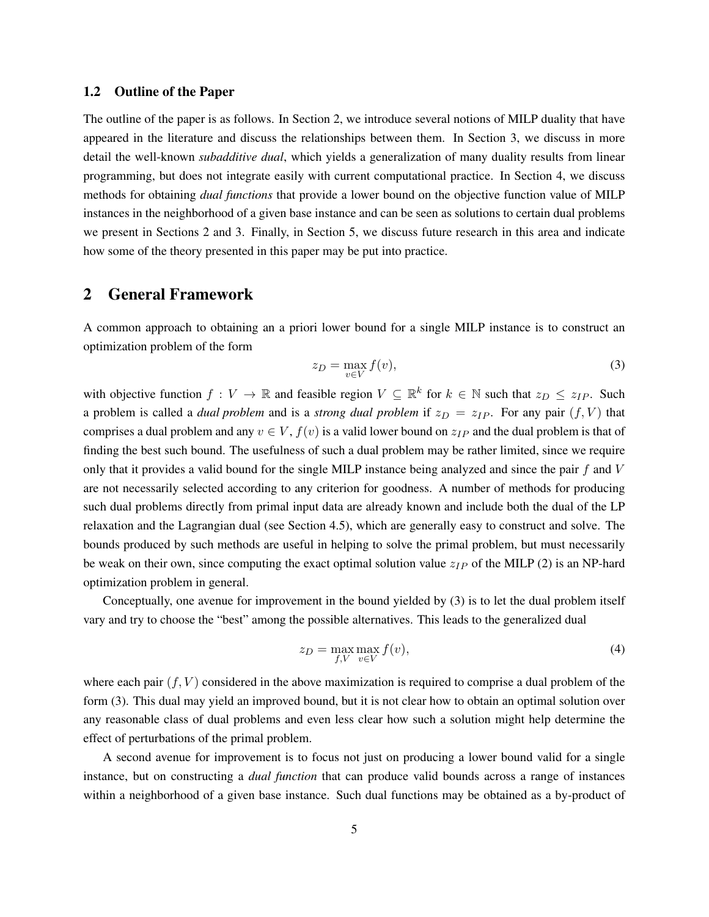### 1.2 Outline of the Paper

The outline of the paper is as follows. In Section 2, we introduce several notions of MILP duality that have appeared in the literature and discuss the relationships between them. In Section 3, we discuss in more detail the well-known *subadditive dual*, which yields a generalization of many duality results from linear programming, but does not integrate easily with current computational practice. In Section 4, we discuss methods for obtaining *dual functions* that provide a lower bound on the objective function value of MILP instances in the neighborhood of a given base instance and can be seen as solutions to certain dual problems we present in Sections 2 and 3. Finally, in Section 5, we discuss future research in this area and indicate how some of the theory presented in this paper may be put into practice.

## 2 General Framework

A common approach to obtaining an a priori lower bound for a single MILP instance is to construct an optimization problem of the form

$$z_D = \max_{v \in V} f(v), \tag{3}$$

with objective function $f : V \to \mathbb{R}$ and feasible region $V \subseteq \mathbb{R}^k$ for $k \in \mathbb{N}$ such that $z_D \leq z_{IP}$. Such a problem is called a *dual problem* and is a *strong dual problem* if $z_D = z_{IP}$. For any pair $(f, V)$ that comprises a dual problem and any $v \in V$, $f(v)$ is a valid lower bound on $z_{IP}$ and the dual problem is that of finding the best such bound. The usefulness of such a dual problem may be rather limited, since we require only that it provides a valid bound for the single MILP instance being analyzed and since the pair $f$ and $V$ are not necessarily selected according to any criterion for goodness. A number of methods for producing such dual problems directly from primal input data are already known and include both the dual of the LP relaxation and the Lagrangian dual (see Section 4.5), which are generally easy to construct and solve. The bounds produced by such methods are useful in helping to solve the primal problem, but must necessarily be weak on their own, since computing the exact optimal solution value $z_{IP}$ of the MILP (2) is an NP-hard optimization problem in general.

Conceptually, one avenue for improvement in the bound yielded by (3) is to let the dual problem itself vary and try to choose the "best" among the possible alternatives. This leads to the generalized dual

$$z_D = \max_{f,V} \max_{v \in V} f(v), \tag{4}$$

where each pair $(f, V)$ considered in the above maximization is required to comprise a dual problem of the form (3). This dual may yield an improved bound, but it is not clear how to obtain an optimal solution over any reasonable class of dual problems and even less clear how such a solution might help determine the effect of perturbations of the primal problem.

A second avenue for improvement is to focus not just on producing a lower bound valid for a single instance, but on constructing a *dual function* that can produce valid bounds across a range of instances within a neighborhood of a given base instance. Such dual functions may be obtained as a by-product of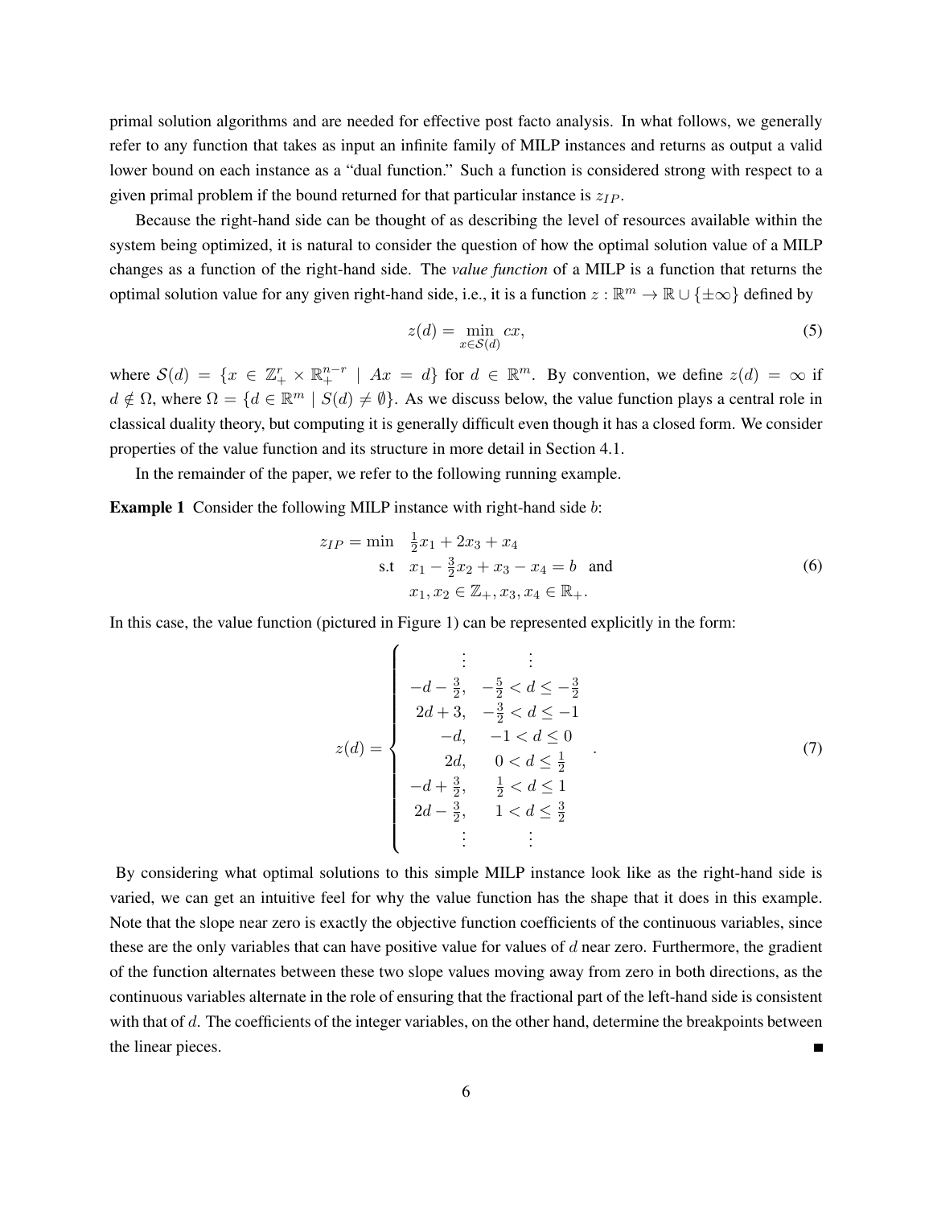primal solution algorithms and are needed for effective post facto analysis. In what follows, we generally refer to any function that takes as input an infinite family of MILP instances and returns as output a valid lower bound on each instance as a "dual function." Such a function is considered strong with respect to a given primal problem if the bound returned for that particular instance is $z_{IP}$.

Because the right-hand side can be thought of as describing the level of resources available within the system being optimized, it is natural to consider the question of how the optimal solution value of a MILP changes as a function of the right-hand side. The *value function* of a MILP is a function that returns the optimal solution value for any given right-hand side, i.e., it is a function $z : \mathbb{R}^m \to \mathbb{R} \cup \{\pm\infty\}$ defined by

$$z(d) = \min_{x \in \mathcal{S}(d)} cx, \tag{5}$$

where $\mathcal{S}(d) = \{x \in \mathbb{Z}^r_+ \times \mathbb{R}^{n-r}_+ \mid Ax = d\}$ for $d \in \mathbb{R}^m$. By convention, we define $z(d) = \infty$ if $d \notin \Omega$, where $\Omega = \{d \in \mathbb{R}^m \mid S(d) \neq \emptyset\}$. As we discuss below, the value function plays a central role in classical duality theory, but computing it is generally difficult even though it has a closed form. We consider properties of the value function and its structure in more detail in Section 4.1.

In the remainder of the paper, we refer to the following running example.

**Example 1** Consider the following MILP instance with right-hand side $b$:

$$\begin{aligned} z_{IP} = \min \quad & \tfrac{1}{2}x_1 + 2x_3 + x_4 \\ \text{s.t} \quad & x_1 - \tfrac{3}{2}x_2 + x_3 - x_4 = b \quad \text{and} \\ & x_1, x_2 \in \mathbb{Z}_+, x_3, x_4 \in \mathbb{R}_+. \end{aligned} \tag{6}$$

In this case, the value function (pictured in Figure 1) can be represented explicitly in the form:

$$z(d) = \begin{cases} \quad \vdots & \quad \vdots \\ -d - \frac{3}{2}, & -\frac{5}{2} < d \leq -\frac{3}{2} \\ 2d + 3, & -\frac{3}{2} < d \leq -1 \\ -d, & -1 < d \leq 0 \\ 2d, & 0 < d \leq \frac{1}{2} \\ -d + \frac{3}{2}, & \frac{1}{2} < d \leq 1 \\ 2d - \frac{3}{2}, & 1 < d \leq \frac{3}{2} \\ \quad \vdots & \quad \vdots \end{cases} . \tag{7}$$

By considering what optimal solutions to this simple MILP instance look like as the right-hand side is varied, we can get an intuitive feel for why the value function has the shape that it does in this example. Note that the slope near zero is exactly the objective function coefficients of the continuous variables, since these are the only variables that can have positive value for values of $d$ near zero. Furthermore, the gradient of the function alternates between these two slope values moving away from zero in both directions, as the continuous variables alternate in the role of ensuring that the fractional part of the left-hand side is consistent with that of $d$. The coefficients of the integer variables, on the other hand, determine the breakpoints between the linear pieces. ■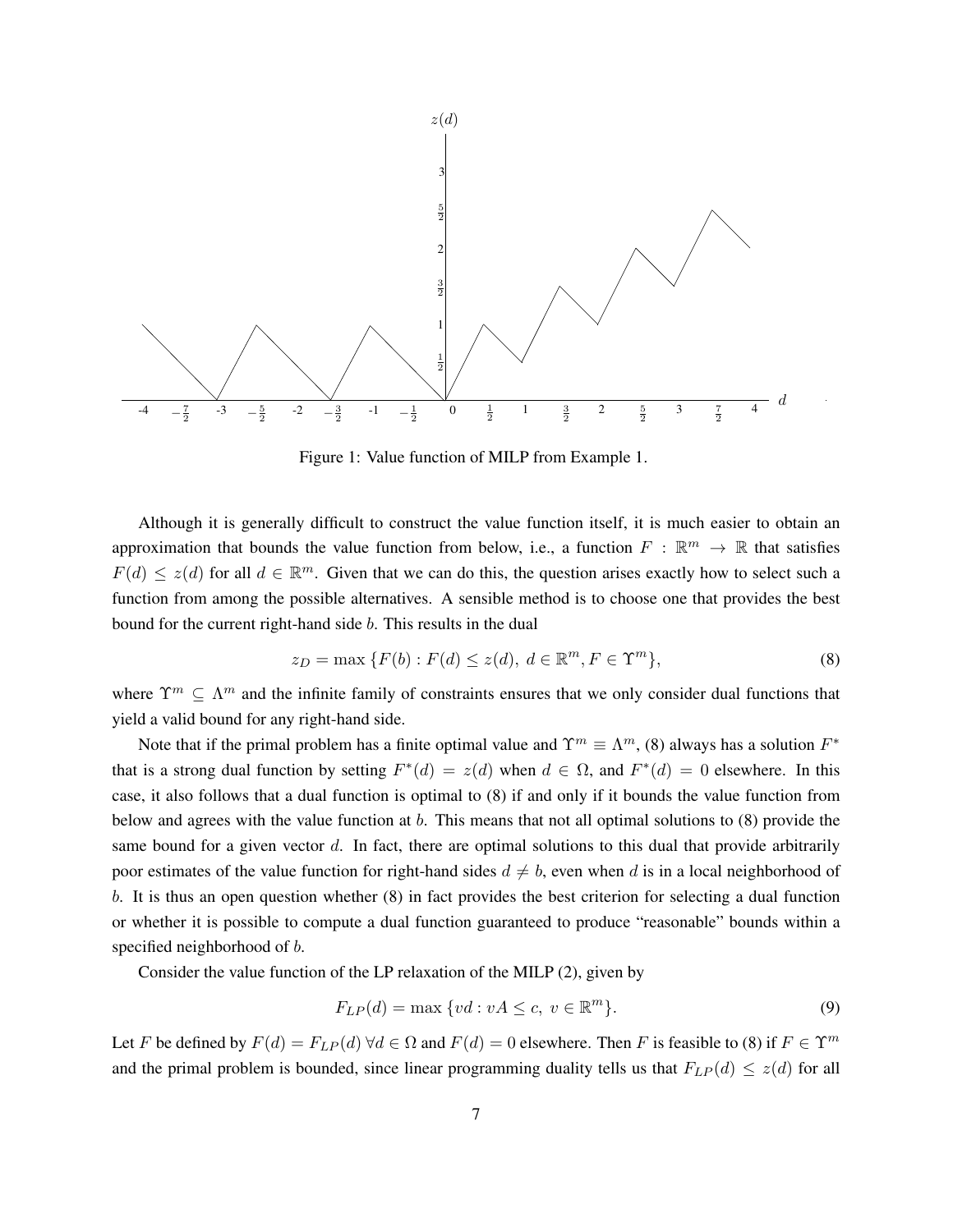Figure 1: Value function of MILP from Example 1.

Although it is generally difficult to construct the value function itself, it is much easier to obtain an approximation that bounds the value function from below, i.e., a function $F : \mathbb{R}^m \to \mathbb{R}$ that satisfies $F(d) \leq z(d)$ for all $d \in \mathbb{R}^m$. Given that we can do this, the question arises exactly how to select such a function from among the possible alternatives. A sensible method is to choose one that provides the best bound for the current right-hand side $b$. This results in the dual

$$z_D = \max \{F(b) : F(d) \leq z(d),\ d \in \mathbb{R}^m, F \in \Upsilon^m\}, \tag{8}$$

where $\Upsilon^m \subseteq \Lambda^m$ and the infinite family of constraints ensures that we only consider dual functions that yield a valid bound for any right-hand side.

Note that if the primal problem has a finite optimal value and $\Upsilon^m \equiv \Lambda^m$, (8) always has a solution $F^*$ that is a strong dual function by setting $F^*(d) = z(d)$ when $d \in \Omega$, and $F^*(d) = 0$ elsewhere. In this case, it also follows that a dual function is optimal to (8) if and only if it bounds the value function from below and agrees with the value function at $b$. This means that not all optimal solutions to (8) provide the same bound for a given vector $d$. In fact, there are optimal solutions to this dual that provide arbitrarily poor estimates of the value function for right-hand sides $d \neq b$, even when $d$ is in a local neighborhood of $b$. It is thus an open question whether (8) in fact provides the best criterion for selecting a dual function or whether it is possible to compute a dual function guaranteed to produce "reasonable" bounds within a specified neighborhood of $b$.

Consider the value function of the LP relaxation of the MILP (2), given by

$$F_{LP}(d) = \max \{vd : vA \leq c,\ v \in \mathbb{R}^m\}. \tag{9}$$

Let $F$ be defined by $F(d) = F_{LP}(d)\ \forall d \in \Omega$ and $F(d) = 0$ elsewhere. Then $F$ is feasible to (8) if $F \in \Upsilon^m$ and the primal problem is bounded, since linear programming duality tells us that $F_{LP}(d) \leq z(d)$ for all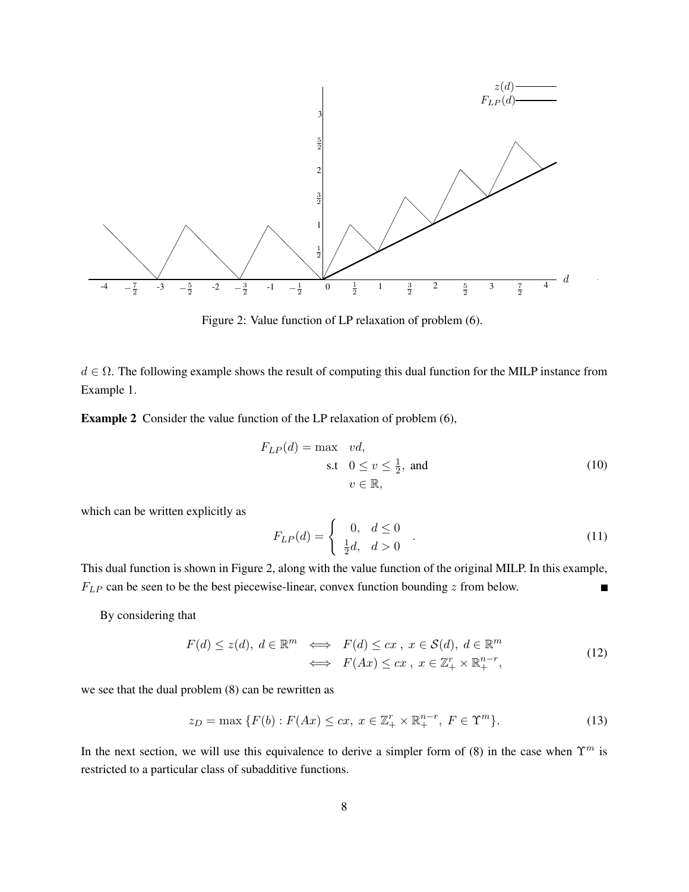Figure 2: Value function of LP relaxation of problem (6).

$d \in \Omega$. The following example shows the result of computing this dual function for the MILP instance from Example 1.

**Example 2** Consider the value function of the LP relaxation of problem (6),

$$
\begin{aligned}
F_{LP}(d) = \max \quad & vd, \\
\text{s.t} \quad & 0 \leq v \leq \tfrac{1}{2}, \text{ and} \\
& v \in \mathbb{R},
\end{aligned}
\tag{10}
$$

which can be written explicitly as

$$
F_{LP}(d) = \begin{cases} 0, & d \leq 0 \\ \frac{1}{2}d, & d > 0 \end{cases} . \tag{11}
$$

This dual function is shown in Figure 2, along with the value function of the original MILP. In this example, $F_{LP}$ can be seen to be the best piecewise-linear, convex function bounding $z$ from below. ■

By considering that

$$
\begin{aligned}
F(d) \leq z(d),\ d \in \mathbb{R}^m \quad & \Longleftrightarrow \quad F(d) \leq cx\ ,\ x \in \mathcal{S}(d),\ d \in \mathbb{R}^m \\
& \Longleftrightarrow \quad F(Ax) \leq cx\ ,\ x \in \mathbb{Z}^r_+ \times \mathbb{R}^{n-r}_+,
\end{aligned}
\tag{12}
$$

we see that the dual problem (8) can be rewritten as

$$
z_D = \max \{F(b) : F(Ax) \leq cx,\ x \in \mathbb{Z}^r_+ \times \mathbb{R}^{n-r}_+,\ F \in \Upsilon^m\}. \tag{13}
$$

In the next section, we will use this equivalence to derive a simpler form of (8) in the case when $\Upsilon^m$ is restricted to a particular class of subadditive functions.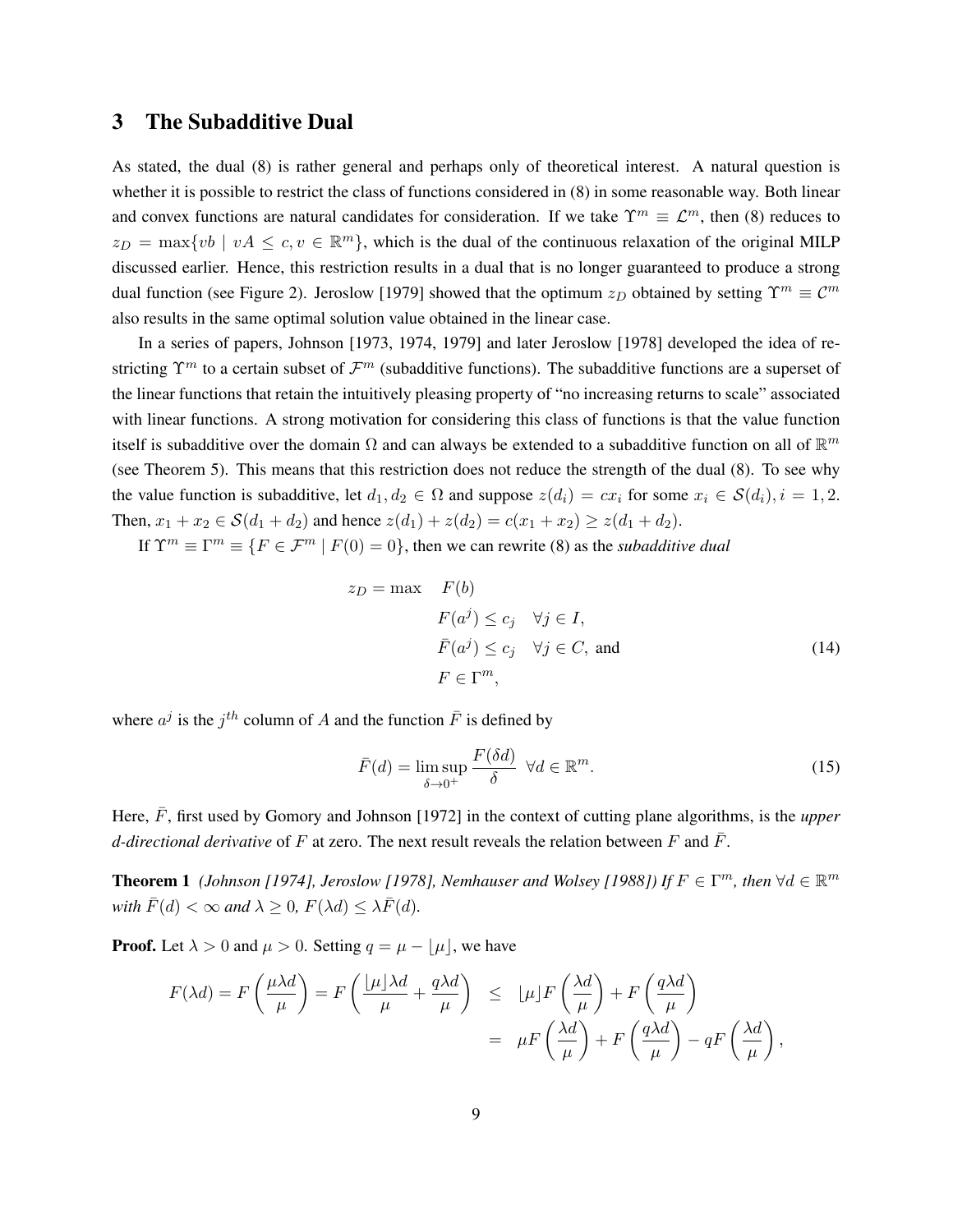## 3 The Subadditive Dual

As stated, the dual (8) is rather general and perhaps only of theoretical interest. A natural question is whether it is possible to restrict the class of functions considered in (8) in some reasonable way. Both linear and convex functions are natural candidates for consideration. If we take $\Upsilon^m \equiv \mathcal{L}^m$, then (8) reduces to $z_D = \max\{vb \mid vA \leq c, v \in \mathbb{R}^m\}$, which is the dual of the continuous relaxation of the original MILP discussed earlier. Hence, this restriction results in a dual that is no longer guaranteed to produce a strong dual function (see Figure 2). Jeroslow [1979] showed that the optimum $z_D$ obtained by setting $\Upsilon^m \equiv \mathcal{C}^m$ also results in the same optimal solution value obtained in the linear case.

In a series of papers, Johnson [1973, 1974, 1979] and later Jeroslow [1978] developed the idea of restricting $\Upsilon^m$ to a certain subset of $\mathcal{F}^m$ (subadditive functions). The subadditive functions are a superset of the linear functions that retain the intuitively pleasing property of "no increasing returns to scale" associated with linear functions. A strong motivation for considering this class of functions is that the value function itself is subadditive over the domain $\Omega$ and can always be extended to a subadditive function on all of $\mathbb{R}^m$ (see Theorem 5). This means that this restriction does not reduce the strength of the dual (8). To see why the value function is subadditive, let $d_1, d_2 \in \Omega$ and suppose $z(d_i) = cx_i$ for some $x_i \in \mathcal{S}(d_i), i = 1, 2$. Then, $x_1 + x_2 \in \mathcal{S}(d_1 + d_2)$ and hence $z(d_1) + z(d_2) = c(x_1 + x_2) \geq z(d_1 + d_2)$.

If $\Upsilon^m \equiv \Gamma^m \equiv \{F \in \mathcal{F}^m \mid F(0) = 0\}$, then we can rewrite (8) as the *subadditive dual*

$$
\begin{aligned}
z_D = \max \quad & F(b) \\
& F(a^j) \leq c_j \quad \forall j \in I, \\
& \bar{F}(a^j) \leq c_j \quad \forall j \in C, \text{ and} \\
& F \in \Gamma^m,
\end{aligned}
\tag{14}
$$

where $a^j$ is the $j^{th}$ column of $A$ and the function $\bar{F}$ is defined by

$$
\bar{F}(d) = \limsup_{\delta \to 0^+} \frac{F(\delta d)}{\delta} \quad \forall d \in \mathbb{R}^m. \tag{15}
$$

Here, $\bar{F}$, first used by Gomory and Johnson [1972] in the context of cutting plane algorithms, is the *upper d-directional derivative* of $F$ at zero. The next result reveals the relation between $F$ and $\bar{F}$.

**Theorem 1** *(Johnson [1974], Jeroslow [1978], Nemhauser and Wolsey [1988]) If $F \in \Gamma^m$, then $\forall d \in \mathbb{R}^m$ with $\bar{F}(d) < \infty$ and $\lambda \geq 0$, $F(\lambda d) \leq \lambda \bar{F}(d)$.*

**Proof.** Let $\lambda > 0$ and $\mu > 0$. Setting $q = \mu - \lfloor \mu \rfloor$, we have

$$
\begin{aligned}
F(\lambda d) = F\left(\frac{\mu \lambda d}{\mu}\right) = F\left(\frac{\lfloor \mu \rfloor \lambda d}{\mu} + \frac{q \lambda d}{\mu}\right) \quad & \leq \quad \lfloor \mu \rfloor F\left(\frac{\lambda d}{\mu}\right) + F\left(\frac{q \lambda d}{\mu}\right) \\
& = \quad \mu F\left(\frac{\lambda d}{\mu}\right) + F\left(\frac{q \lambda d}{\mu}\right) - q F\left(\frac{\lambda d}{\mu}\right),
\end{aligned}
$$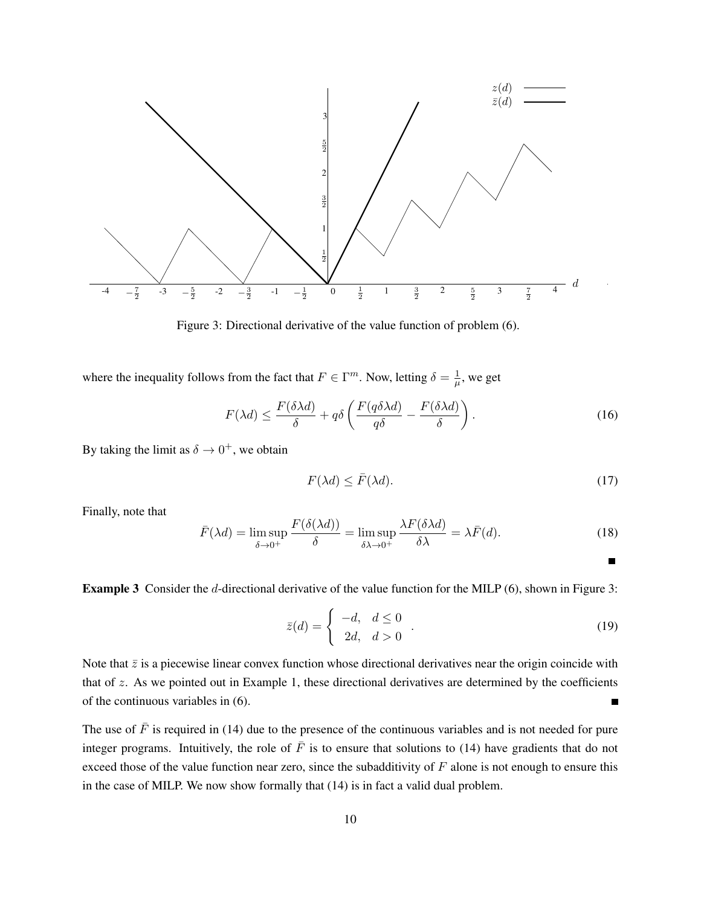Figure 3: Directional derivative of the value function of problem (6).

where the inequality follows from the fact that $F \in \Gamma^m$. Now, letting $\delta = \frac{1}{\mu}$, we get

$$F(\lambda d) \leq \frac{F(\delta \lambda d)}{\delta} + q\delta \left( \frac{F(q\delta\lambda d)}{q\delta} - \frac{F(\delta\lambda d)}{\delta} \right). \tag{16}$$

By taking the limit as $\delta \to 0^+$, we obtain

$$F(\lambda d) \leq \bar{F}(\lambda d). \tag{17}$$

Finally, note that

$$\bar{F}(\lambda d) = \limsup_{\delta \to 0^+} \frac{F(\delta(\lambda d))}{\delta} = \limsup_{\delta\lambda \to 0^+} \frac{\lambda F(\delta \lambda d)}{\delta \lambda} = \lambda \bar{F}(d). \tag{18}$$

■

**Example 3** Consider the $d$-directional derivative of the value function for the MILP (6), shown in Figure 3:

$$\bar{z}(d) = \begin{cases} -d, & d \leq 0 \\ 2d, & d > 0 \end{cases}. \tag{19}$$

Note that $\bar{z}$ is a piecewise linear convex function whose directional derivatives near the origin coincide with that of $z$. As we pointed out in Example 1, these directional derivatives are determined by the coefficients of the continuous variables in (6). ■

The use of $\bar{F}$ is required in (14) due to the presence of the continuous variables and is not needed for pure integer programs. Intuitively, the role of $\bar{F}$ is to ensure that solutions to (14) have gradients that do not exceed those of the value function near zero, since the subadditivity of $F$ alone is not enough to ensure this in the case of MILP. We now show formally that (14) is in fact a valid dual problem.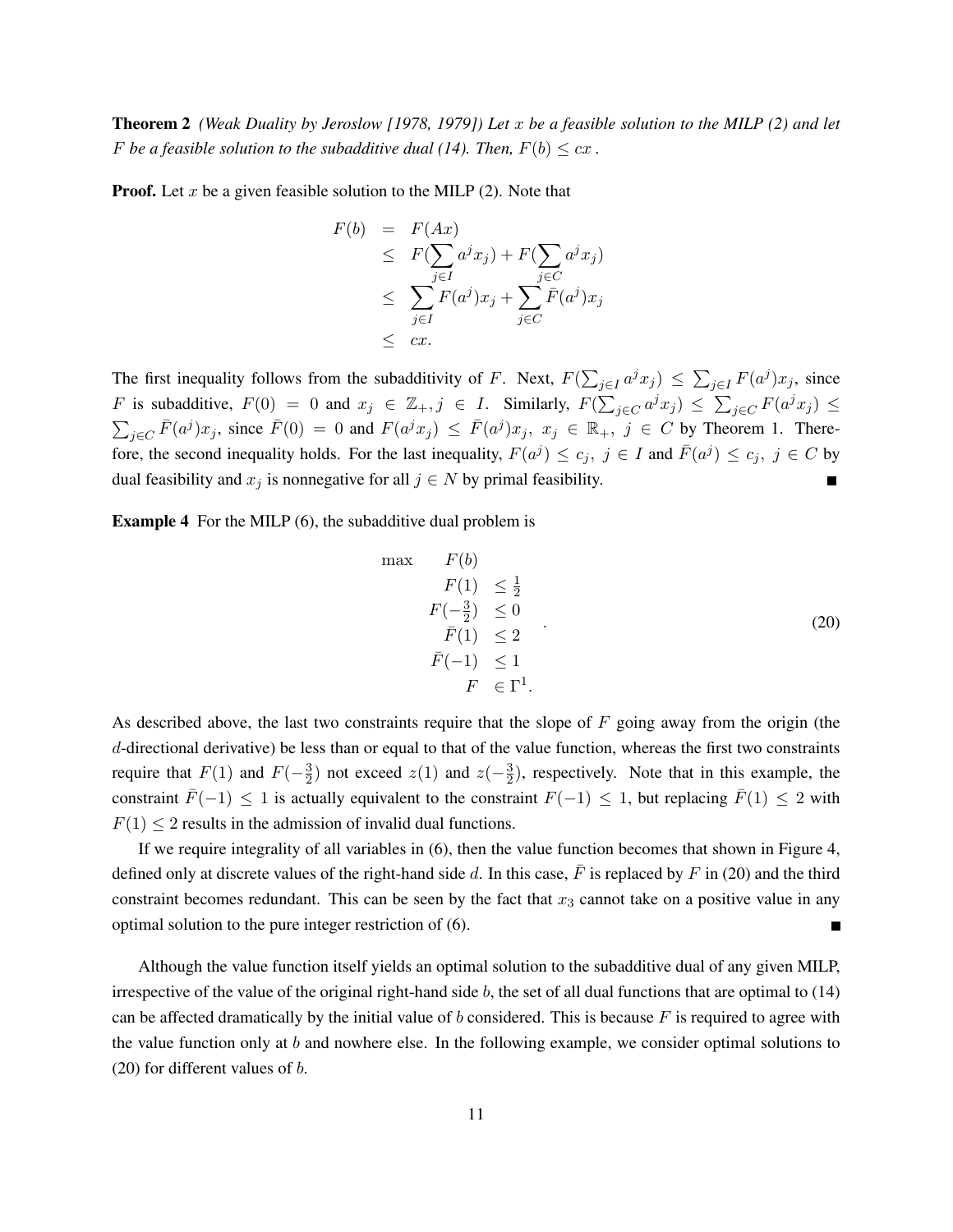**Theorem 2** *(Weak Duality by Jeroslow [1978, 1979]) Let $x$ be a feasible solution to the MILP (2) and let $F$ be a feasible solution to the subadditive dual (14). Then, $F(b) \leq cx$ .*

**Proof.** Let $x$ be a given feasible solution to the MILP (2). Note that

$$
\begin{aligned}
F(b) &= F(Ax) \\
&\leq F(\sum_{j \in I} a^j x_j) + F(\sum_{j \in C} a^j x_j) \\
&\leq \sum_{j \in I} F(a^j) x_j + \sum_{j \in C} \bar{F}(a^j) x_j \\
&\leq cx.
\end{aligned}
$$

The first inequality follows from the subadditivity of $F$. Next, $F(\sum_{j \in I} a^j x_j) \leq \sum_{j \in I} F(a^j) x_j$, since $F$ is subadditive, $F(0) = 0$ and $x_j \in \mathbb{Z}_+, j \in I$. Similarly, $F(\sum_{j \in C} a^j x_j) \leq \sum_{j \in C} F(a^j x_j) \leq \sum_{j \in C} \bar{F}(a^j) x_j$, since $\bar{F}(0) = 0$ and $F(a^j x_j) \leq \bar{F}(a^j) x_j,\ x_j \in \mathbb{R}_+,\ j \in C$ by Theorem 1. Therefore, the second inequality holds. For the last inequality, $F(a^j) \leq c_j,\ j \in I$ and $\bar{F}(a^j) \leq c_j,\ j \in C$ by dual feasibility and $x_j$ is nonnegative for all $j \in N$ by primal feasibility. ∎

**Example 4** For the MILP (6), the subadditive dual problem is

$$
\begin{array}{rrl}
\max & F(b) & \\
& F(1) & \leq \frac{1}{2} \\
& F(-\frac{3}{2}) & \leq 0 \\
& \bar{F}(1) & \leq 2 \\
& \bar{F}(-1) & \leq 1 \\
& F & \in \Gamma^1.
\end{array} \tag{20}
$$

As described above, the last two constraints require that the slope of $F$ going away from the origin (the $d$-directional derivative) be less than or equal to that of the value function, whereas the first two constraints require that $F(1)$ and $F(-\frac{3}{2})$ not exceed $z(1)$ and $z(-\frac{3}{2})$, respectively. Note that in this example, the constraint $\bar{F}(-1) \leq 1$ is actually equivalent to the constraint $F(-1) \leq 1$, but replacing $\bar{F}(1) \leq 2$ with $F(1) \leq 2$ results in the admission of invalid dual functions.

If we require integrality of all variables in (6), then the value function becomes that shown in Figure 4, defined only at discrete values of the right-hand side $d$. In this case, $\bar{F}$ is replaced by $F$ in (20) and the third constraint becomes redundant. This can be seen by the fact that $x_3$ cannot take on a positive value in any optimal solution to the pure integer restriction of (6). ∎

Although the value function itself yields an optimal solution to the subadditive dual of any given MILP, irrespective of the value of the original right-hand side $b$, the set of all dual functions that are optimal to (14) can be affected dramatically by the initial value of $b$ considered. This is because $F$ is required to agree with the value function only at $b$ and nowhere else. In the following example, we consider optimal solutions to (20) for different values of $b$.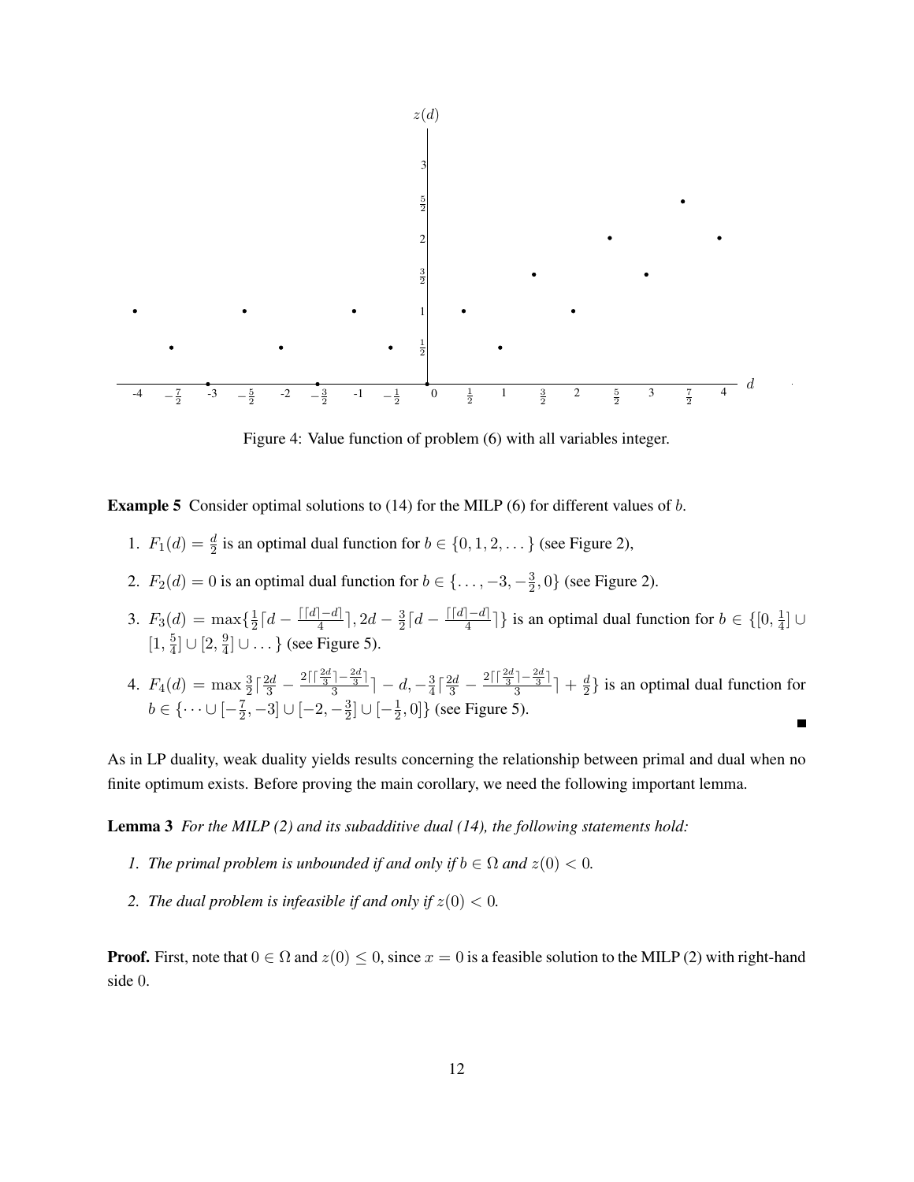Figure 4: Value function of problem (6) with all variables integer.

**Example 5** Consider optimal solutions to (14) for the MILP (6) for different values of $b$.

1. $F_1(d) = \frac{d}{2}$ is an optimal dual function for $b \in \{0, 1, 2, \dots\}$ (see Figure 2),

2. $F_2(d) = 0$ is an optimal dual function for $b \in \{\dots, -3, -\frac{3}{2}, 0\}$ (see Figure 2).

3. $F_3(d) = \max\{\frac{1}{2}\lceil d - \frac{\lceil \lceil d \rceil - d \rceil}{4} \rceil, 2d - \frac{3}{2}\lceil d - \frac{\lceil \lceil d \rceil - d \rceil}{4} \rceil\}$ is an optimal dual function for $b \in \{[0, \frac{1}{4}] \cup [1, \frac{5}{4}] \cup [2, \frac{9}{4}] \cup \dots\}$ (see Figure 5).

4. $F_4(d) = \max \frac{3}{2}\lceil \frac{2d}{3} - \frac{2\lceil \lceil \frac{2d}{3} \rceil - \frac{2d}{3} \rceil}{3} \rceil - d, -\frac{3}{4}\lceil \frac{2d}{3} - \frac{2\lceil \lceil \frac{2d}{3} \rceil - \frac{2d}{3} \rceil}{3} \rceil + \frac{d}{2}\}$ is an optimal dual function for $b \in \{\dots \cup [-\frac{7}{2}, -3] \cup [-2, -\frac{3}{2}] \cup [-\frac{1}{2}, 0]\}$ (see Figure 5). ■

As in LP duality, weak duality yields results concerning the relationship between primal and dual when no finite optimum exists. Before proving the main corollary, we need the following important lemma.

**Lemma 3** *For the MILP (2) and its subadditive dual (14), the following statements hold:*

1. *The primal problem is unbounded if and only if $b \in \Omega$ and $z(0) < 0$.*

2. *The dual problem is infeasible if and only if $z(0) < 0$.*

**Proof.** First, note that $0 \in \Omega$ and $z(0) \leq 0$, since $x = 0$ is a feasible solution to the MILP (2) with right-hand side 0.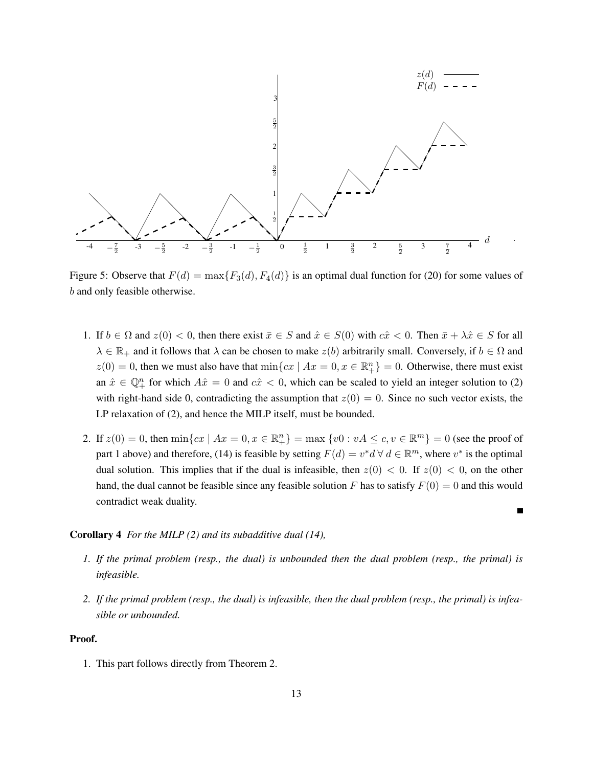Figure 5: Observe that $F(d) = \max\{F_3(d), F_4(d)\}$ is an optimal dual function for (20) for some values of $b$ and only feasible otherwise.

1. If $b \in \Omega$ and $z(0) < 0$, then there exist $\bar{x} \in S$ and $\hat{x} \in S(0)$ with $c\hat{x} < 0$. Then $\bar{x} + \lambda\hat{x} \in S$ for all $\lambda \in \mathbb{R}_+$ and it follows that $\lambda$ can be chosen to make $z(b)$ arbitrarily small. Conversely, if $b \in \Omega$ and $z(0) = 0$, then we must also have that $\min\{cx \mid Ax = 0, x \in \mathbb{R}^n_+\} = 0$. Otherwise, there must exist an $\hat{x} \in \mathbb{Q}^n_+$ for which $A\hat{x} = 0$ and $c\hat{x} < 0$, which can be scaled to yield an integer solution to (2) with right-hand side 0, contradicting the assumption that $z(0) = 0$. Since no such vector exists, the LP relaxation of (2), and hence the MILP itself, must be bounded.

2. If $z(0) = 0$, then $\min\{cx \mid Ax = 0, x \in \mathbb{R}^n_+\} = \max\{v0 : vA \leq c, v \in \mathbb{R}^m\} = 0$ (see the proof of part 1 above) and therefore, (14) is feasible by setting $F(d) = v^*d \; \forall \; d \in \mathbb{R}^m$, where $v^*$ is the optimal dual solution. This implies that if the dual is infeasible, then $z(0) < 0$. If $z(0) < 0$, on the other hand, the dual cannot be feasible since any feasible solution $F$ has to satisfy $F(0) = 0$ and this would contradict weak duality.

■

**Corollary 4** *For the MILP (2) and its subadditive dual (14),*

1. *If the primal problem (resp., the dual) is unbounded then the dual problem (resp., the primal) is infeasible.*
2. *If the primal problem (resp., the dual) is infeasible, then the dual problem (resp., the primal) is infeasible or unbounded.*

**Proof.**

1. This part follows directly from Theorem 2.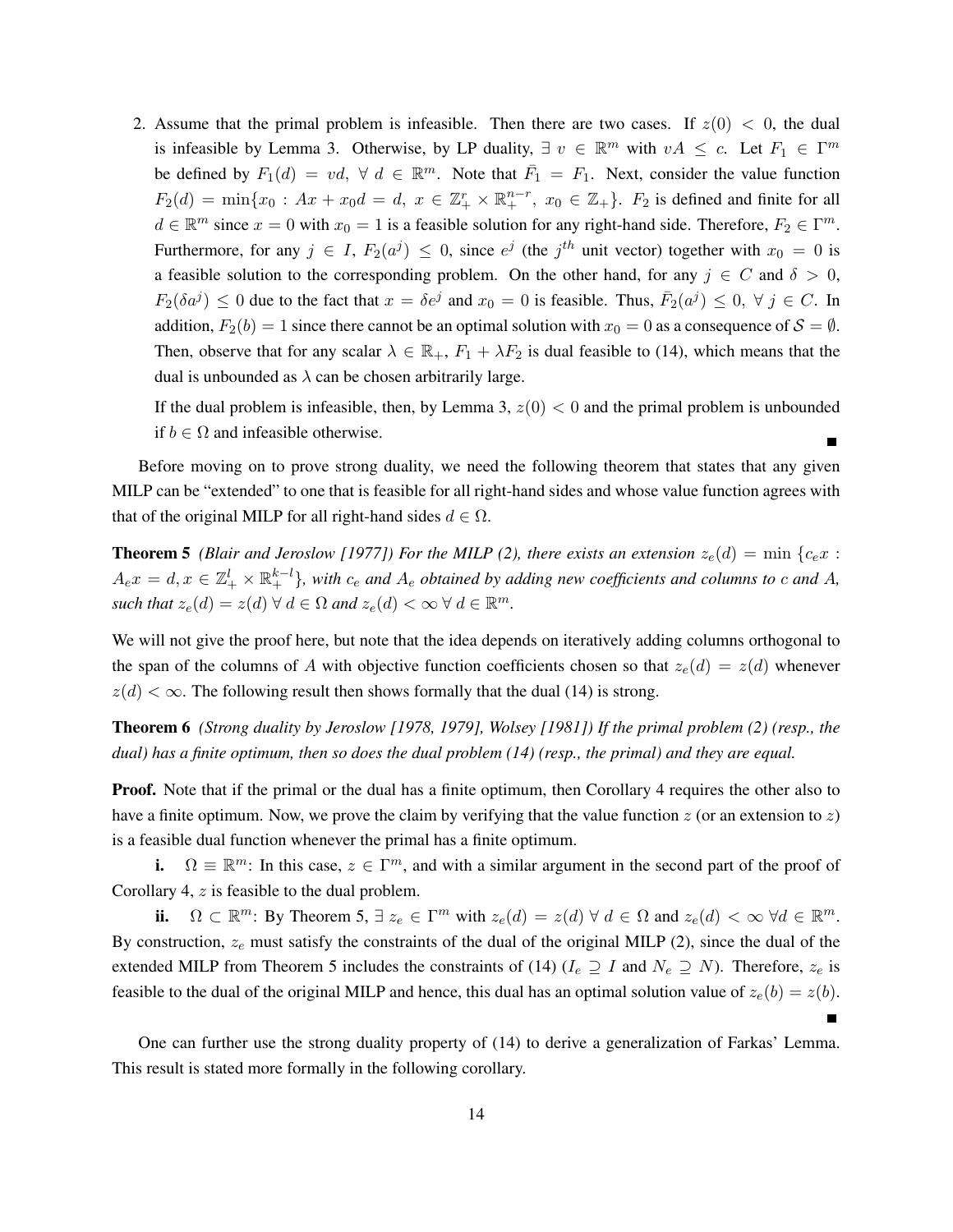2. Assume that the primal problem is infeasible. Then there are two cases. If $z(0) < 0$, the dual is infeasible by Lemma 3. Otherwise, by LP duality, $\exists\ v \in \mathbb{R}^m$ with $vA \leq c$. Let $F_1 \in \Gamma^m$ be defined by $F_1(d) = vd,\ \forall\ d \in \mathbb{R}^m$. Note that $\bar{F}_1 = F_1$. Next, consider the value function $F_2(d) = \min\{x_0 : Ax + x_0 d = d,\ x \in \mathbb{Z}^r_+ \times \mathbb{R}^{n-r}_+,\ x_0 \in \mathbb{Z}_+\}$. $F_2$ is defined and finite for all $d \in \mathbb{R}^m$ since $x = 0$ with $x_0 = 1$ is a feasible solution for any right-hand side. Therefore, $F_2 \in \Gamma^m$. Furthermore, for any $j \in I$, $F_2(a^j) \leq 0$, since $e^j$ (the $j^{th}$ unit vector) together with $x_0 = 0$ is a feasible solution to the corresponding problem. On the other hand, for any $j \in C$ and $\delta > 0$, $F_2(\delta a^j) \leq 0$ due to the fact that $x = \delta e^j$ and $x_0 = 0$ is feasible. Thus, $\bar{F}_2(a^j) \leq 0,\ \forall\ j \in C$. In addition, $F_2(b) = 1$ since there cannot be an optimal solution with $x_0 = 0$ as a consequence of $\mathcal{S} = \emptyset$. Then, observe that for any scalar $\lambda \in \mathbb{R}_+$, $F_1 + \lambda F_2$ is dual feasible to (14), which means that the dual is unbounded as $\lambda$ can be chosen arbitrarily large.

   If the dual problem is infeasible, then, by Lemma 3, $z(0) < 0$ and the primal problem is unbounded if $b \in \Omega$ and infeasible otherwise. ■

Before moving on to prove strong duality, we need the following theorem that states that any given MILP can be "extended" to one that is feasible for all right-hand sides and whose value function agrees with that of the original MILP for all right-hand sides $d \in \Omega$.

**Theorem 5** *(Blair and Jeroslow [1977]) For the MILP (2), there exists an extension $z_e(d) = \min\{c_e x : A_e x = d, x \in \mathbb{Z}^l_+ \times \mathbb{R}^{k-l}_+\}$, with $c_e$ and $A_e$ obtained by adding new coefficients and columns to $c$ and $A$, such that $z_e(d) = z(d)\ \forall\ d \in \Omega$ and $z_e(d) < \infty\ \forall\ d \in \mathbb{R}^m$.*

We will not give the proof here, but note that the idea depends on iteratively adding columns orthogonal to the span of the columns of $A$ with objective function coefficients chosen so that $z_e(d) = z(d)$ whenever $z(d) < \infty$. The following result then shows formally that the dual (14) is strong.

**Theorem 6** *(Strong duality by Jeroslow [1978, 1979], Wolsey [1981]) If the primal problem (2) (resp., the dual) has a finite optimum, then so does the dual problem (14) (resp., the primal) and they are equal.*

**Proof.** Note that if the primal or the dual has a finite optimum, then Corollary 4 requires the other also to have a finite optimum. Now, we prove the claim by verifying that the value function $z$ (or an extension to $z$) is a feasible dual function whenever the primal has a finite optimum.

**i.** $\Omega \equiv \mathbb{R}^m$: In this case, $z \in \Gamma^m$, and with a similar argument in the second part of the proof of Corollary 4, $z$ is feasible to the dual problem.

**ii.** $\Omega \subset \mathbb{R}^m$: By Theorem 5, $\exists\ z_e \in \Gamma^m$ with $z_e(d) = z(d)\ \forall\ d \in \Omega$ and $z_e(d) < \infty\ \forall d \in \mathbb{R}^m$. By construction, $z_e$ must satisfy the constraints of the dual of the original MILP (2), since the dual of the extended MILP from Theorem 5 includes the constraints of (14) ($I_e \supseteq I$ and $N_e \supseteq N$). Therefore, $z_e$ is feasible to the dual of the original MILP and hence, this dual has an optimal solution value of $z_e(b) = z(b)$. ■

One can further use the strong duality property of (14) to derive a generalization of Farkas' Lemma. This result is stated more formally in the following corollary.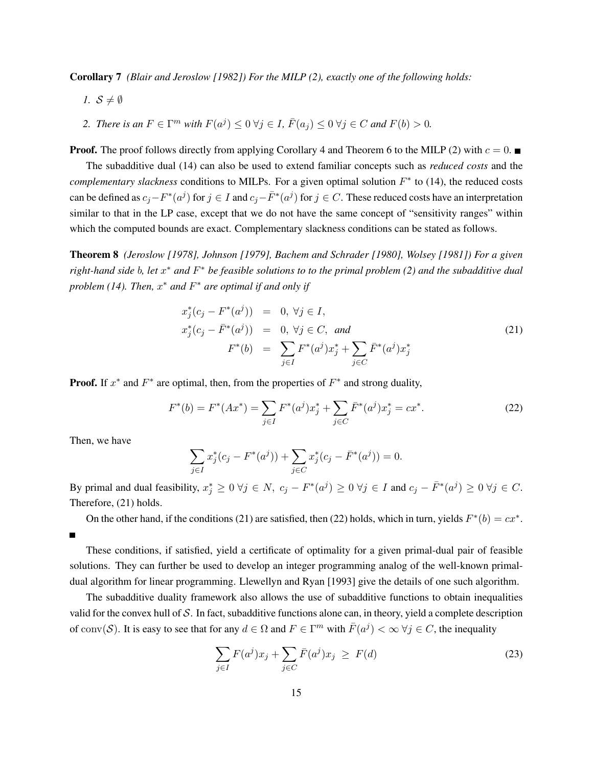**Corollary 7** *(Blair and Jeroslow [1982]) For the MILP (2), exactly one of the following holds:*

1. $\mathcal{S} \neq \emptyset$
2. *There is an* $F \in \Gamma^m$ *with* $F(a^j) \leq 0 \; \forall j \in I$*,* $\bar{F}(a_j) \leq 0 \; \forall j \in C$ *and* $F(b) > 0$*.*

**Proof.** The proof follows directly from applying Corollary 4 and Theorem 6 to the MILP (2) with $c = 0$. ∎

The subadditive dual (14) can also be used to extend familiar concepts such as *reduced costs* and the *complementary slackness* conditions to MILPs. For a given optimal solution $F^*$ to (14), the reduced costs can be defined as $c_j - F^*(a^j)$ for $j \in I$ and $c_j - \bar{F}^*(a^j)$ for $j \in C$. These reduced costs have an interpretation similar to that in the LP case, except that we do not have the same concept of "sensitivity ranges" within which the computed bounds are exact. Complementary slackness conditions can be stated as follows.

**Theorem 8** *(Jeroslow [1978], Johnson [1979], Bachem and Schrader [1980], Wolsey [1981]) For a given right-hand side* $b$*, let* $x^*$ *and* $F^*$ *be feasible solutions to to the primal problem (2) and the subadditive dual problem (14). Then,* $x^*$ *and* $F^*$ *are optimal if and only if*

$$
\begin{aligned}
x_j^*(c_j - F^*(a^j)) &= 0, \; \forall j \in I, \\
x_j^*(c_j - \bar{F}^*(a^j)) &= 0, \; \forall j \in C, \; \text{ and} \\
F^*(b) &= \sum_{j \in I} F^*(a^j) x_j^* + \sum_{j \in C} \bar{F}^*(a^j) x_j^*
\end{aligned}
\tag{21}
$$

**Proof.** If $x^*$ and $F^*$ are optimal, then, from the properties of $F^*$ and strong duality,

$$
F^*(b) = F^*(Ax^*) = \sum_{j \in I} F^*(a^j) x_j^* + \sum_{j \in C} \bar{F}^*(a^j) x_j^* = cx^*. \tag{22}
$$

Then, we have

$$
\sum_{j \in I} x_j^*(c_j - F^*(a^j)) + \sum_{j \in C} x_j^*(c_j - \bar{F}^*(a^j)) = 0.
$$

By primal and dual feasibility, $x_j^* \geq 0 \; \forall j \in N, \; c_j - F^*(a^j) \geq 0 \; \forall j \in I$ and $c_j - \bar{F}^*(a^j) \geq 0 \; \forall j \in C$. Therefore, (21) holds.

On the other hand, if the conditions (21) are satisfied, then (22) holds, which in turn, yields $F^*(b) = cx^*$. ∎

These conditions, if satisfied, yield a certificate of optimality for a given primal-dual pair of feasible solutions. They can further be used to develop an integer programming analog of the well-known primal-dual algorithm for linear programming. Llewellyn and Ryan [1993] give the details of one such algorithm.

The subadditive duality framework also allows the use of subadditive functions to obtain inequalities valid for the convex hull of $\mathcal{S}$. In fact, subadditive functions alone can, in theory, yield a complete description of $\operatorname{conv}(\mathcal{S})$. It is easy to see that for any $d \in \Omega$ and $F \in \Gamma^m$ with $\bar{F}(a^j) < \infty \; \forall j \in C$, the inequality

$$
\sum_{j \in I} F(a^j) x_j + \sum_{j \in C} \bar{F}(a^j) x_j \; \geq \; F(d) \tag{23}
$$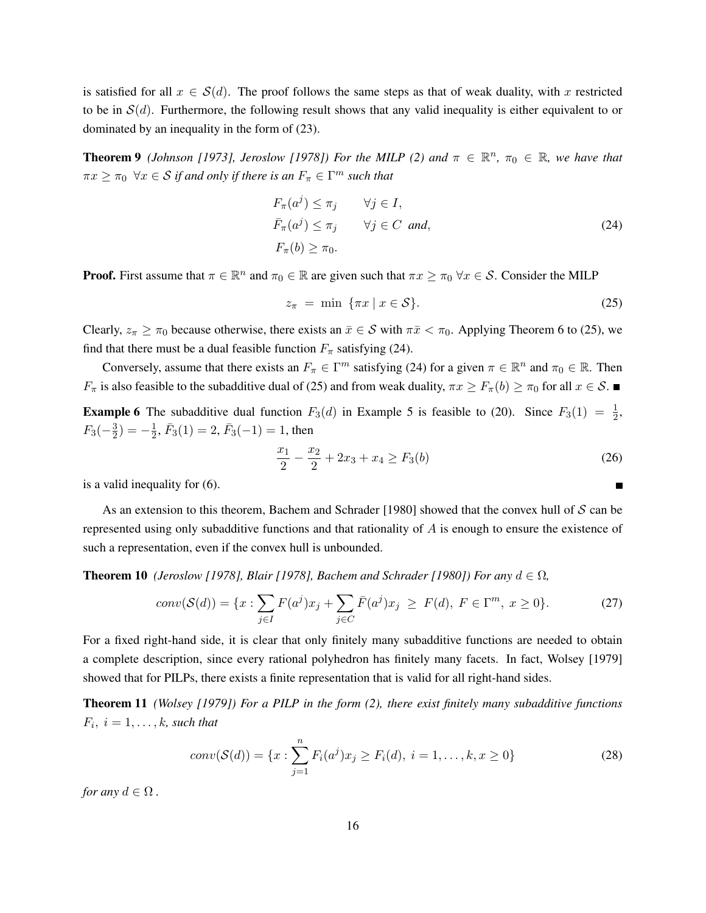is satisfied for all $x \in \mathcal{S}(d)$. The proof follows the same steps as that of weak duality, with $x$ restricted to be in $\mathcal{S}(d)$. Furthermore, the following result shows that any valid inequality is either equivalent to or dominated by an inequality in the form of (23).

**Theorem 9** *(Johnson [1973], Jeroslow [1978]) For the MILP (2) and $\pi \in \mathbb{R}^n$, $\pi_0 \in \mathbb{R}$, we have that $\pi x \geq \pi_0 \ \ \forall x \in \mathcal{S}$ if and only if there is an $F_\pi \in \Gamma^m$ such that*

$$
\begin{aligned}
F_\pi(a^j) &\leq \pi_j \qquad \forall j \in I, \\
\bar{F}_\pi(a^j) &\leq \pi_j \qquad \forall j \in C \ \ and, \\
F_\pi(b) &\geq \pi_0.
\end{aligned} \tag{24}
$$

**Proof.** First assume that $\pi \in \mathbb{R}^n$ and $\pi_0 \in \mathbb{R}$ are given such that $\pi x \geq \pi_0 \ \forall x \in \mathcal{S}$. Consider the MILP

$$
z_\pi \ = \ \min \ \{\pi x \mid x \in \mathcal{S}\}. \tag{25}
$$

Clearly, $z_\pi \geq \pi_0$ because otherwise, there exists an $\bar{x} \in \mathcal{S}$ with $\pi \bar{x} < \pi_0$. Applying Theorem 6 to (25), we find that there must be a dual feasible function $F_\pi$ satisfying (24).

Conversely, assume that there exists an $F_\pi \in \Gamma^m$ satisfying (24) for a given $\pi \in \mathbb{R}^n$ and $\pi_0 \in \mathbb{R}$. Then $F_\pi$ is also feasible to the subadditive dual of (25) and from weak duality, $\pi x \geq F_\pi(b) \geq \pi_0$ for all $x \in \mathcal{S}$. ∎

**Example 6** The subadditive dual function $F_3(d)$ in Example 5 is feasible to (20). Since $F_3(1) = \frac{1}{2}$, $F_3(-\frac{3}{2}) = -\frac{1}{2}$, $\bar{F}_3(1) = 2$, $\bar{F}_3(-1) = 1$, then

$$
\frac{x_1}{2} - \frac{x_2}{2} + 2x_3 + x_4 \geq F_3(b) \tag{26}
$$

is a valid inequality for (6). ∎

As an extension to this theorem, Bachem and Schrader [1980] showed that the convex hull of $\mathcal{S}$ can be represented using only subadditive functions and that rationality of $A$ is enough to ensure the existence of such a representation, even if the convex hull is unbounded.

**Theorem 10** *(Jeroslow [1978], Blair [1978], Bachem and Schrader [1980]) For any $d \in \Omega$,*

$$
conv(\mathcal{S}(d)) = \{x : \sum_{j \in I} F(a^j)x_j + \sum_{j \in C} \bar{F}(a^j)x_j \ \geq \ F(d), \ F \in \Gamma^m, \ x \geq 0\}. \tag{27}
$$

For a fixed right-hand side, it is clear that only finitely many subadditive functions are needed to obtain a complete description, since every rational polyhedron has finitely many facets. In fact, Wolsey [1979] showed that for PILPs, there exists a finite representation that is valid for all right-hand sides.

**Theorem 11** *(Wolsey [1979]) For a PILP in the form (2), there exist finitely many subadditive functions $F_i, \ i = 1, \ldots, k$, such that*

$$
conv(\mathcal{S}(d)) = \{x : \sum_{j=1}^{n} F_i(a^j)x_j \geq F_i(d), \ i = 1, \ldots, k, x \geq 0\} \tag{28}
$$

*for any $d \in \Omega$.*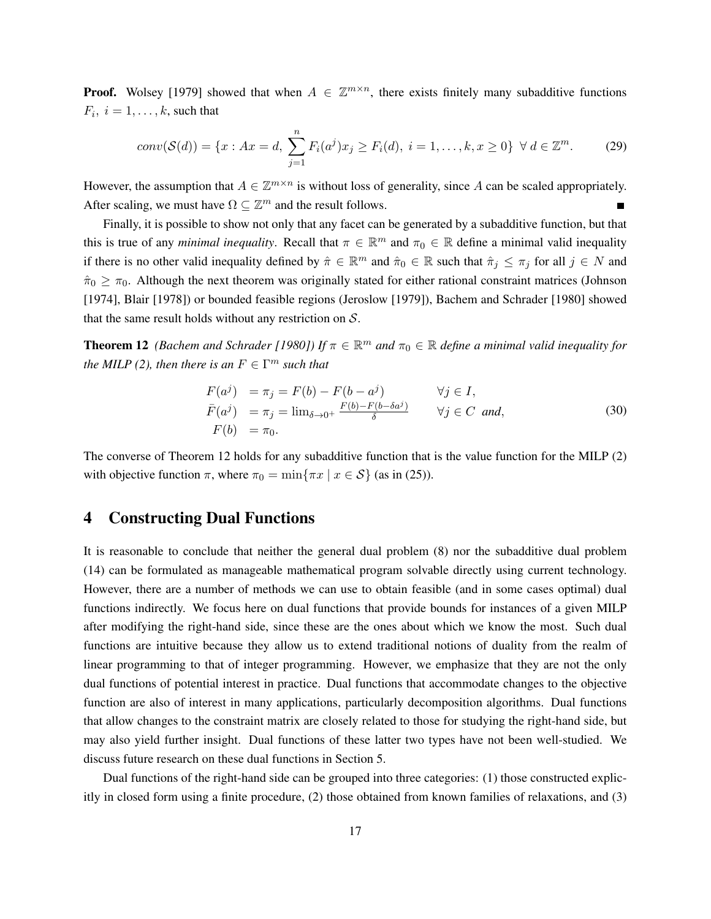**Proof.** Wolsey [1979] showed that when $A \in \mathbb{Z}^{m \times n}$, there exists finitely many subadditive functions $F_i,\ i = 1, \ldots, k$, such that

$$conv(\mathcal{S}(d)) = \{x : Ax = d,\ \sum_{j=1}^{n} F_i(a^j)x_j \geq F_i(d),\ i = 1, \ldots, k, x \geq 0\}\ \ \forall\, d \in \mathbb{Z}^m. \tag{29}$$

However, the assumption that $A \in \mathbb{Z}^{m \times n}$ is without loss of generality, since $A$ can be scaled appropriately. After scaling, we must have $\Omega \subseteq \mathbb{Z}^m$ and the result follows. ∎

Finally, it is possible to show not only that any facet can be generated by a subadditive function, but that this is true of any *minimal inequality*. Recall that $\pi \in \mathbb{R}^m$ and $\pi_0 \in \mathbb{R}$ define a minimal valid inequality if there is no other valid inequality defined by $\hat{\pi} \in \mathbb{R}^m$ and $\hat{\pi}_0 \in \mathbb{R}$ such that $\hat{\pi}_j \leq \pi_j$ for all $j \in N$ and $\hat{\pi}_0 \geq \pi_0$. Although the next theorem was originally stated for either rational constraint matrices (Johnson [1974], Blair [1978]) or bounded feasible regions (Jeroslow [1979]), Bachem and Schrader [1980] showed that the same result holds without any restriction on $\mathcal{S}$.

**Theorem 12** *(Bachem and Schrader [1980]) If $\pi \in \mathbb{R}^m$ and $\pi_0 \in \mathbb{R}$ define a minimal valid inequality for the MILP (2), then there is an $F \in \Gamma^m$ such that*

$$\begin{aligned}
F(a^j) &= \pi_j = F(b) - F(b - a^j) && \forall j \in I, \\
\bar{F}(a^j) &= \pi_j = \lim_{\delta \to 0^+} \frac{F(b) - F(b - \delta a^j)}{\delta} && \forall j \in C \ \text{ and}, \\
F(b) &= \pi_0.
\end{aligned} \tag{30}$$

The converse of Theorem 12 holds for any subadditive function that is the value function for the MILP (2) with objective function $\pi$, where $\pi_0 = \min\{\pi x \mid x \in \mathcal{S}\}$ (as in (25)).

# 4 Constructing Dual Functions

It is reasonable to conclude that neither the general dual problem (8) nor the subadditive dual problem (14) can be formulated as manageable mathematical program solvable directly using current technology. However, there are a number of methods we can use to obtain feasible (and in some cases optimal) dual functions indirectly. We focus here on dual functions that provide bounds for instances of a given MILP after modifying the right-hand side, since these are the ones about which we know the most. Such dual functions are intuitive because they allow us to extend traditional notions of duality from the realm of linear programming to that of integer programming. However, we emphasize that they are not the only dual functions of potential interest in practice. Dual functions that accommodate changes to the objective function are also of interest in many applications, particularly decomposition algorithms. Dual functions that allow changes to the constraint matrix are closely related to those for studying the right-hand side, but may also yield further insight. Dual functions of these latter two types have not been well-studied. We discuss future research on these dual functions in Section 5.

Dual functions of the right-hand side can be grouped into three categories: (1) those constructed explicitly in closed form using a finite procedure, (2) those obtained from known families of relaxations, and (3)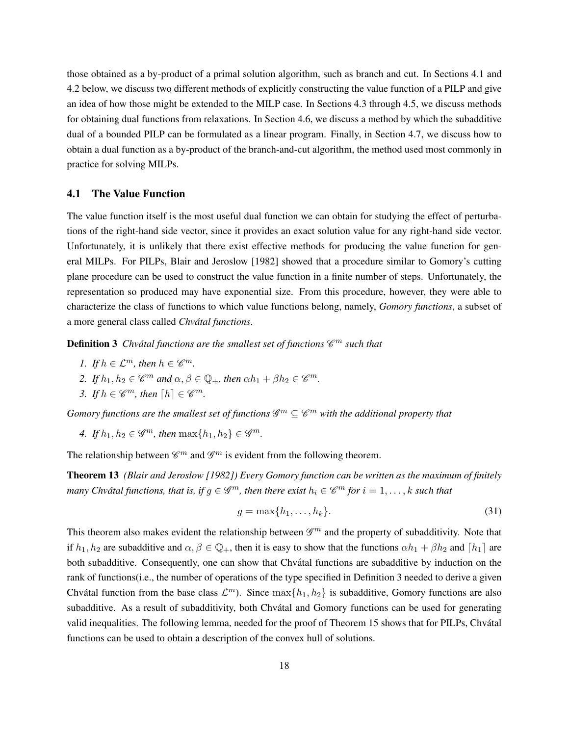those obtained as a by-product of a primal solution algorithm, such as branch and cut. In Sections 4.1 and 4.2 below, we discuss two different methods of explicitly constructing the value function of a PILP and give an idea of how those might be extended to the MILP case. In Sections 4.3 through 4.5, we discuss methods for obtaining dual functions from relaxations. In Section 4.6, we discuss a method by which the subadditive dual of a bounded PILP can be formulated as a linear program. Finally, in Section 4.7, we discuss how to obtain a dual function as a by-product of the branch-and-cut algorithm, the method used most commonly in practice for solving MILPs.

## 4.1 The Value Function

The value function itself is the most useful dual function we can obtain for studying the effect of perturbations of the right-hand side vector, since it provides an exact solution value for any right-hand side vector. Unfortunately, it is unlikely that there exist effective methods for producing the value function for general MILPs. For PILPs, Blair and Jeroslow [1982] showed that a procedure similar to Gomory's cutting plane procedure can be used to construct the value function in a finite number of steps. Unfortunately, the representation so produced may have exponential size. From this procedure, however, they were able to characterize the class of functions to which value functions belong, namely, *Gomory functions*, a subset of a more general class called *Chvátal functions*.

**Definition 3** *Chvátal functions are the smallest set of functions $\mathscr{C}^m$ such that*

1. *If $h \in \mathcal{L}^m$, then $h \in \mathscr{C}^m$.*
2. *If $h_1, h_2 \in \mathscr{C}^m$ and $\alpha, \beta \in \mathbb{Q}_+$, then $\alpha h_1 + \beta h_2 \in \mathscr{C}^m$.*
3. *If $h \in \mathscr{C}^m$, then $\lceil h \rceil \in \mathscr{C}^m$.*

*Gomory functions are the smallest set of functions $\mathscr{G}^m \subseteq \mathscr{C}^m$ with the additional property that*

4. *If $h_1, h_2 \in \mathscr{G}^m$, then $\max\{h_1, h_2\} \in \mathscr{G}^m$.*

The relationship between $\mathscr{C}^m$ and $\mathscr{G}^m$ is evident from the following theorem.

**Theorem 13** *(Blair and Jeroslow [1982]) Every Gomory function can be written as the maximum of finitely many Chvátal functions, that is, if $g \in \mathscr{G}^m$, then there exist $h_i \in \mathscr{C}^m$ for $i = 1, \ldots, k$ such that*

$$g = \max\{h_1, \ldots, h_k\}. \tag{31}$$

This theorem also makes evident the relationship between $\mathscr{G}^m$ and the property of subadditivity. Note that if $h_1, h_2$ are subadditive and $\alpha, \beta \in \mathbb{Q}_+$, then it is easy to show that the functions $\alpha h_1 + \beta h_2$ and $\lceil h_1 \rceil$ are both subadditive. Consequently, one can show that Chvátal functions are subadditive by induction on the rank of functions(i.e., the number of operations of the type specified in Definition 3 needed to derive a given Chvátal function from the base class $\mathcal{L}^m$). Since $\max\{h_1, h_2\}$ is subadditive, Gomory functions are also subadditive. As a result of subadditivity, both Chvátal and Gomory functions can be used for generating valid inequalities. The following lemma, needed for the proof of Theorem 15 shows that for PILPs, Chvátal functions can be used to obtain a description of the convex hull of solutions.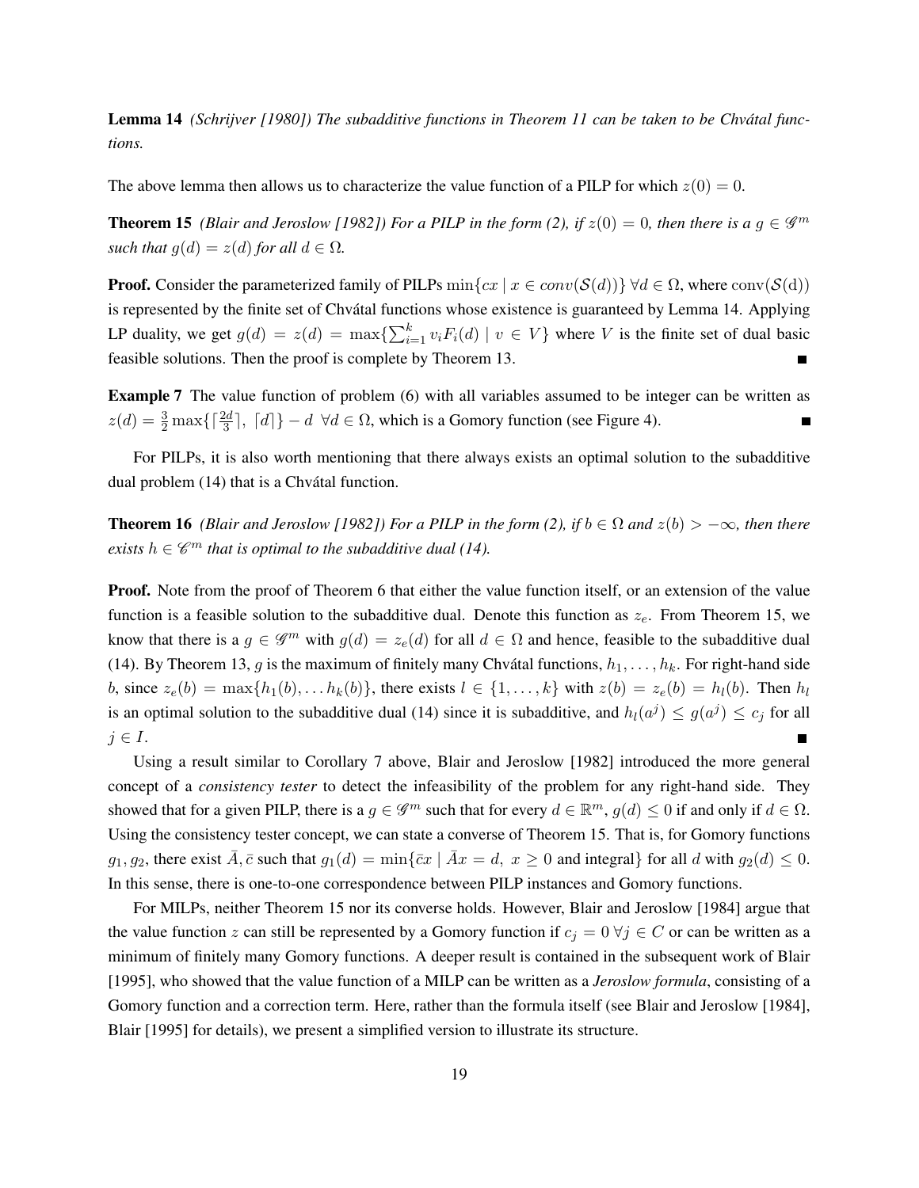**Lemma 14** *(Schrijver [1980]) The subadditive functions in Theorem 11 can be taken to be Chvátal functions.*

The above lemma then allows us to characterize the value function of a PILP for which $z(0) = 0$.

**Theorem 15** *(Blair and Jeroslow [1982]) For a PILP in the form (2), if $z(0) = 0$, then there is a $g \in \mathscr{G}^m$ such that $g(d) = z(d)$ for all $d \in \Omega$.*

**Proof.** Consider the parameterized family of PILPs $\min\{cx \mid x \in conv(\mathcal{S}(d))\}\ \forall d \in \Omega$, where $\mathrm{conv}(\mathcal{S}(\mathrm{d}))$ is represented by the finite set of Chvátal functions whose existence is guaranteed by Lemma 14. Applying LP duality, we get $g(d) = z(d) = \max\{\sum_{i=1}^{k} v_i F_i(d) \mid v \in V\}$ where $V$ is the finite set of dual basic feasible solutions. Then the proof is complete by Theorem 13. ■

**Example 7** The value function of problem (6) with all variables assumed to be integer can be written as $z(d) = \frac{3}{2}\max\{\lceil \frac{2d}{3} \rceil,\ \lceil d \rceil\} - d\ \ \forall d \in \Omega$, which is a Gomory function (see Figure 4). ■

For PILPs, it is also worth mentioning that there always exists an optimal solution to the subadditive dual problem (14) that is a Chvátal function.

**Theorem 16** *(Blair and Jeroslow [1982]) For a PILP in the form (2), if $b \in \Omega$ and $z(b) > -\infty$, then there exists $h \in \mathscr{C}^m$ that is optimal to the subadditive dual (14).*

**Proof.** Note from the proof of Theorem 6 that either the value function itself, or an extension of the value function is a feasible solution to the subadditive dual. Denote this function as $z_e$. From Theorem 15, we know that there is a $g \in \mathscr{G}^m$ with $g(d) = z_e(d)$ for all $d \in \Omega$ and hence, feasible to the subadditive dual (14). By Theorem 13, $g$ is the maximum of finitely many Chvátal functions, $h_1, \ldots, h_k$. For right-hand side $b$, since $z_e(b) = \max\{h_1(b), \ldots h_k(b)\}$, there exists $l \in \{1, \ldots, k\}$ with $z(b) = z_e(b) = h_l(b)$. Then $h_l$ is an optimal solution to the subadditive dual (14) since it is subadditive, and $h_l(a^j) \leq g(a^j) \leq c_j$ for all $j \in I$. ■

Using a result similar to Corollary 7 above, Blair and Jeroslow [1982] introduced the more general concept of a *consistency tester* to detect the infeasibility of the problem for any right-hand side. They showed that for a given PILP, there is a $g \in \mathscr{G}^m$ such that for every $d \in \mathbb{R}^m$, $g(d) \leq 0$ if and only if $d \in \Omega$. Using the consistency tester concept, we can state a converse of Theorem 15. That is, for Gomory functions $g_1, g_2$, there exist $\bar{A}, \bar{c}$ such that $g_1(d) = \min\{\bar{c}x \mid \bar{A}x = d,\ x \geq 0 \text{ and integral}\}$ for all $d$ with $g_2(d) \leq 0$. In this sense, there is one-to-one correspondence between PILP instances and Gomory functions.

For MILPs, neither Theorem 15 nor its converse holds. However, Blair and Jeroslow [1984] argue that the value function $z$ can still be represented by a Gomory function if $c_j = 0\ \forall j \in C$ or can be written as a minimum of finitely many Gomory functions. A deeper result is contained in the subsequent work of Blair [1995], who showed that the value function of a MILP can be written as a *Jeroslow formula*, consisting of a Gomory function and a correction term. Here, rather than the formula itself (see Blair and Jeroslow [1984], Blair [1995] for details), we present a simplified version to illustrate its structure.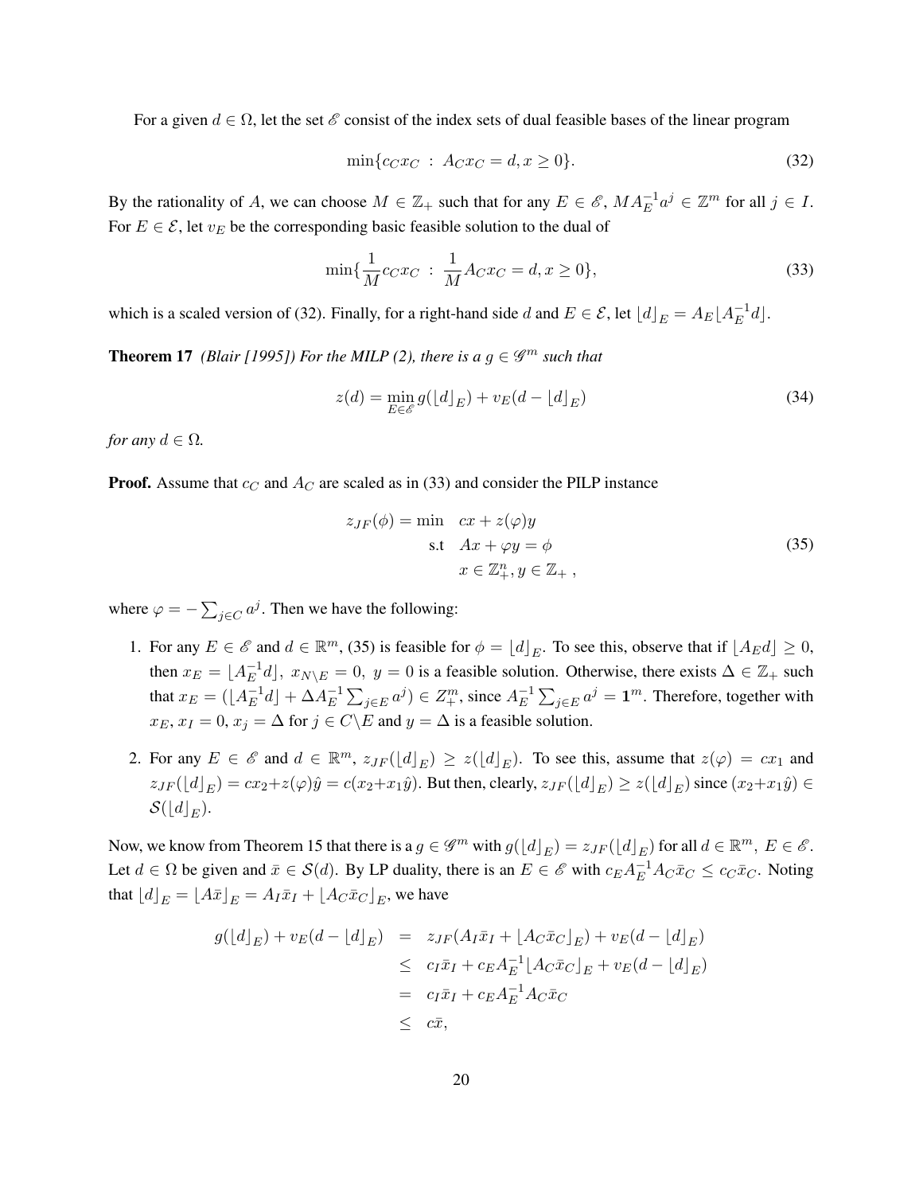For a given $d \in \Omega$, let the set $\mathscr{E}$ consist of the index sets of dual feasible bases of the linear program

$$\min\{c_C x_C \; : \; A_C x_C = d, x \geq 0\}. \tag{32}$$

By the rationality of $A$, we can choose $M \in \mathbb{Z}_+$ such that for any $E \in \mathscr{E}$, $MA_E^{-1}a^j \in \mathbb{Z}^m$ for all $j \in I$. For $E \in \mathcal{E}$, let $v_E$ be the corresponding basic feasible solution to the dual of

$$\min\{\frac{1}{M}c_C x_C \; : \; \frac{1}{M}A_C x_C = d, x \geq 0\}, \tag{33}$$

which is a scaled version of (32). Finally, for a right-hand side $d$ and $E \in \mathcal{E}$, let $\lfloor d \rfloor_E = A_E \lfloor A_E^{-1} d \rfloor$.

**Theorem 17** *(Blair [1995]) For the MILP (2), there is a $g \in \mathscr{G}^m$ such that*

$$z(d) = \min_{E \in \mathscr{E}} g(\lfloor d \rfloor_E) + v_E(d - \lfloor d \rfloor_E) \tag{34}$$

*for any $d \in \Omega$.*

**Proof.** Assume that $c_C$ and $A_C$ are scaled as in (33) and consider the PILP instance

$$\begin{aligned} z_{JF}(\phi) = \min \quad & cx + z(\varphi)y \\ \text{s.t} \quad & Ax + \varphi y = \phi \\ & x \in \mathbb{Z}^n_+, y \in \mathbb{Z}_+ \; , \end{aligned} \tag{35}$$

where $\varphi = -\sum_{j \in C} a^j$. Then we have the following:

1. For any $E \in \mathscr{E}$ and $d \in \mathbb{R}^m$, (35) is feasible for $\phi = \lfloor d \rfloor_E$. To see this, observe that if $\lfloor A_E d \rfloor \geq 0$, then $x_E = \lfloor A_E^{-1} d \rfloor, \; x_{N \setminus E} = 0, \; y = 0$ is a feasible solution. Otherwise, there exists $\Delta \in \mathbb{Z}_+$ such that $x_E = (\lfloor A_E^{-1} d \rfloor + \Delta A_E^{-1} \sum_{j \in E} a^j) \in Z^m_+$, since $A_E^{-1} \sum_{j \in E} a^j = \mathbf{1}^m$. Therefore, together with $x_E$, $x_I = 0$, $x_j = \Delta$ for $j \in C \backslash E$ and $y = \Delta$ is a feasible solution.

2. For any $E \in \mathscr{E}$ and $d \in \mathbb{R}^m$, $z_{JF}(\lfloor d \rfloor_E) \geq z(\lfloor d \rfloor_E)$. To see this, assume that $z(\varphi) = cx_1$ and $z_{JF}(\lfloor d \rfloor_E) = cx_2 + z(\varphi)\hat{y} = c(x_2 + x_1\hat{y})$. But then, clearly, $z_{JF}(\lfloor d \rfloor_E) \geq z(\lfloor d \rfloor_E)$ since $(x_2 + x_1\hat{y}) \in \mathcal{S}(\lfloor d \rfloor_E)$.

Now, we know from Theorem 15 that there is a $g \in \mathscr{G}^m$ with $g(\lfloor d \rfloor_E) = z_{JF}(\lfloor d \rfloor_E)$ for all $d \in \mathbb{R}^m, \; E \in \mathscr{E}$. Let $d \in \Omega$ be given and $\bar{x} \in \mathcal{S}(d)$. By LP duality, there is an $E \in \mathscr{E}$ with $c_E A_E^{-1} A_C \bar{x}_C \leq c_C \bar{x}_C$. Noting that $\lfloor d \rfloor_E = \lfloor A\bar{x} \rfloor_E = A_I \bar{x}_I + \lfloor A_C \bar{x}_C \rfloor_E$, we have

$$\begin{aligned} g(\lfloor d \rfloor_E) + v_E(d - \lfloor d \rfloor_E) &= z_{JF}(A_I \bar{x}_I + \lfloor A_C \bar{x}_C \rfloor_E) + v_E(d - \lfloor d \rfloor_E) \\ &\leq c_I \bar{x}_I + c_E A_E^{-1} \lfloor A_C \bar{x}_C \rfloor_E + v_E(d - \lfloor d \rfloor_E) \\ &= c_I \bar{x}_I + c_E A_E^{-1} A_C \bar{x}_C \\ &\leq c\bar{x}, \end{aligned}$$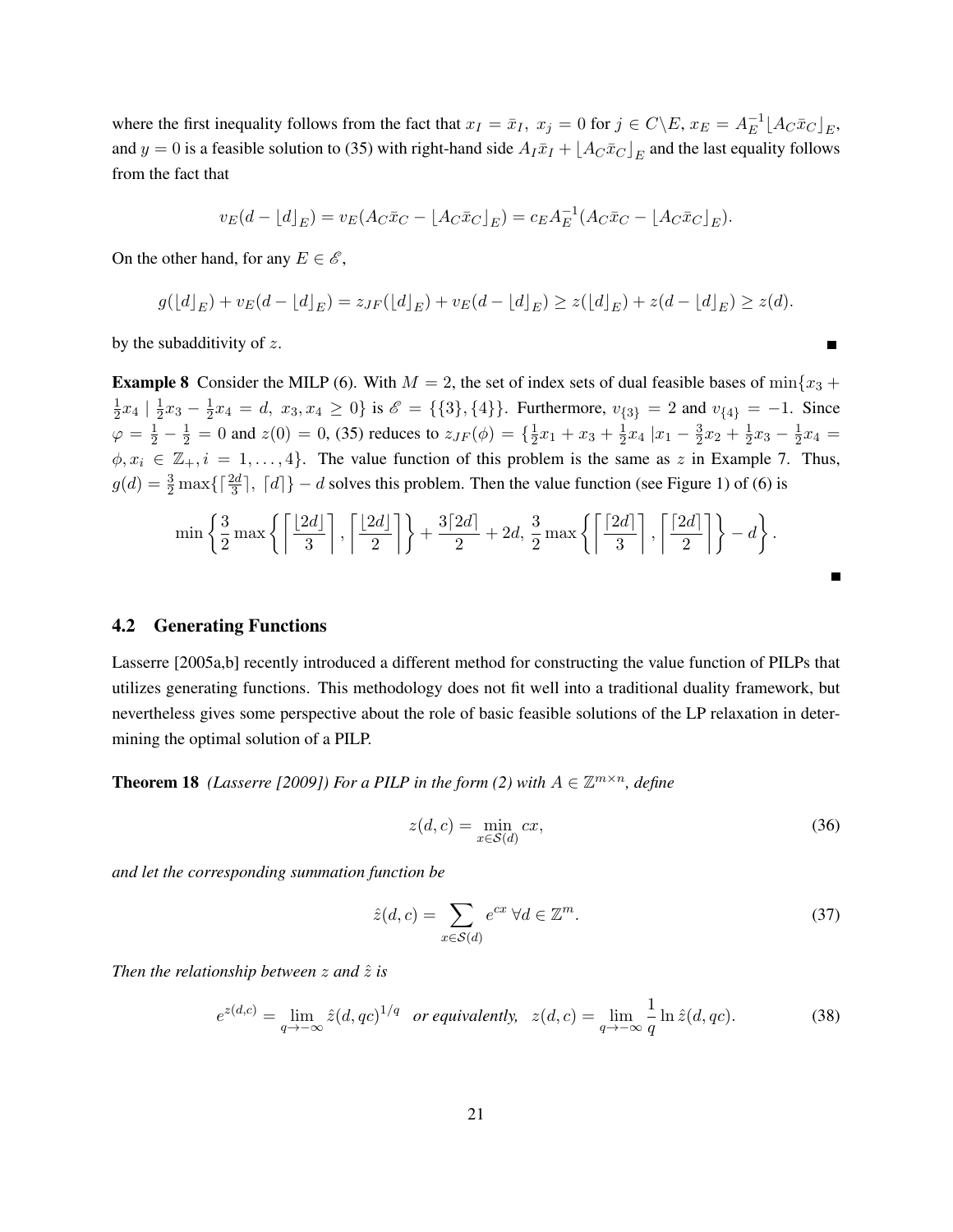where the first inequality follows from the fact that $x_I = \bar{x}_I,\ x_j = 0$ for $j \in C \backslash E$, $x_E = A_E^{-1} \lfloor A_C \bar{x}_C \rfloor_E$, and $y = 0$ is a feasible solution to (35) with right-hand side $A_I \bar{x}_I + \lfloor A_C \bar{x}_C \rfloor_E$ and the last equality follows from the fact that

$$v_E(d - \lfloor d \rfloor_E) = v_E(A_C \bar{x}_C - \lfloor A_C \bar{x}_C \rfloor_E) = c_E A_E^{-1}(A_C \bar{x}_C - \lfloor A_C \bar{x}_C \rfloor_E).$$

On the other hand, for any $E \in \mathscr{E}$,

$$g(\lfloor d \rfloor_E) + v_E(d - \lfloor d \rfloor_E) = z_{JF}(\lfloor d \rfloor_E) + v_E(d - \lfloor d \rfloor_E) \geq z(\lfloor d \rfloor_E) + z(d - \lfloor d \rfloor_E) \geq z(d).$$

by the subadditivity of $z$. ■

**Example 8** Consider the MILP (6). With $M = 2$, the set of index sets of dual feasible bases of $\min\{x_3 + \frac{1}{2}x_4 \mid \frac{1}{2}x_3 - \frac{1}{2}x_4 = d,\ x_3, x_4 \geq 0\}$ is $\mathscr{E} = \{\{3\}, \{4\}\}$. Furthermore, $v_{\{3\}} = 2$ and $v_{\{4\}} = -1$. Since $\varphi = \frac{1}{2} - \frac{1}{2} = 0$ and $z(0) = 0$, (35) reduces to $z_{JF}(\phi) = \{\frac{1}{2}x_1 + x_3 + \frac{1}{2}x_4 \mid x_1 - \frac{3}{2}x_2 + \frac{1}{2}x_3 - \frac{1}{2}x_4 = \phi, x_i \in \mathbb{Z}_+, i = 1, \ldots, 4\}$. The value function of this problem is the same as $z$ in Example 7. Thus, $g(d) = \frac{3}{2}\max\{\lceil \frac{2d}{3} \rceil,\ \lceil d \rceil\} - d$ solves this problem. Then the value function (see Figure 1) of (6) is

$$\min\left\{\frac{3}{2}\max\left\{\left\lceil\frac{\lfloor 2d \rfloor}{3}\right\rceil, \left\lceil\frac{\lfloor 2d \rfloor}{2}\right\rceil\right\} + \frac{3\lceil 2d \rceil}{2} + 2d,\ \frac{3}{2}\max\left\{\left\lceil\frac{\lceil 2d \rceil}{3}\right\rceil, \left\lceil\frac{\lceil 2d \rceil}{2}\right\rceil\right\} - d\right\}.$$

■

## 4.2 Generating Functions

Lasserre [2005a,b] recently introduced a different method for constructing the value function of PILPs that utilizes generating functions. This methodology does not fit well into a traditional duality framework, but nevertheless gives some perspective about the role of basic feasible solutions of the LP relaxation in determining the optimal solution of a PILP.

**Theorem 18** *(Lasserre [2009]) For a PILP in the form (2) with $A \in \mathbb{Z}^{m \times n}$, define*

$$z(d, c) = \min_{x \in \mathcal{S}(d)} cx, \tag{36}$$

*and let the corresponding summation function be*

$$\hat{z}(d, c) = \sum_{x \in \mathcal{S}(d)} e^{cx}\ \forall d \in \mathbb{Z}^m. \tag{37}$$

*Then the relationship between $z$ and $\hat{z}$ is*

$$e^{z(d,c)} = \lim_{q \to -\infty} \hat{z}(d, qc)^{1/q} \quad \textit{or equivalently,} \quad z(d, c) = \lim_{q \to -\infty} \frac{1}{q} \ln \hat{z}(d, qc). \tag{38}$$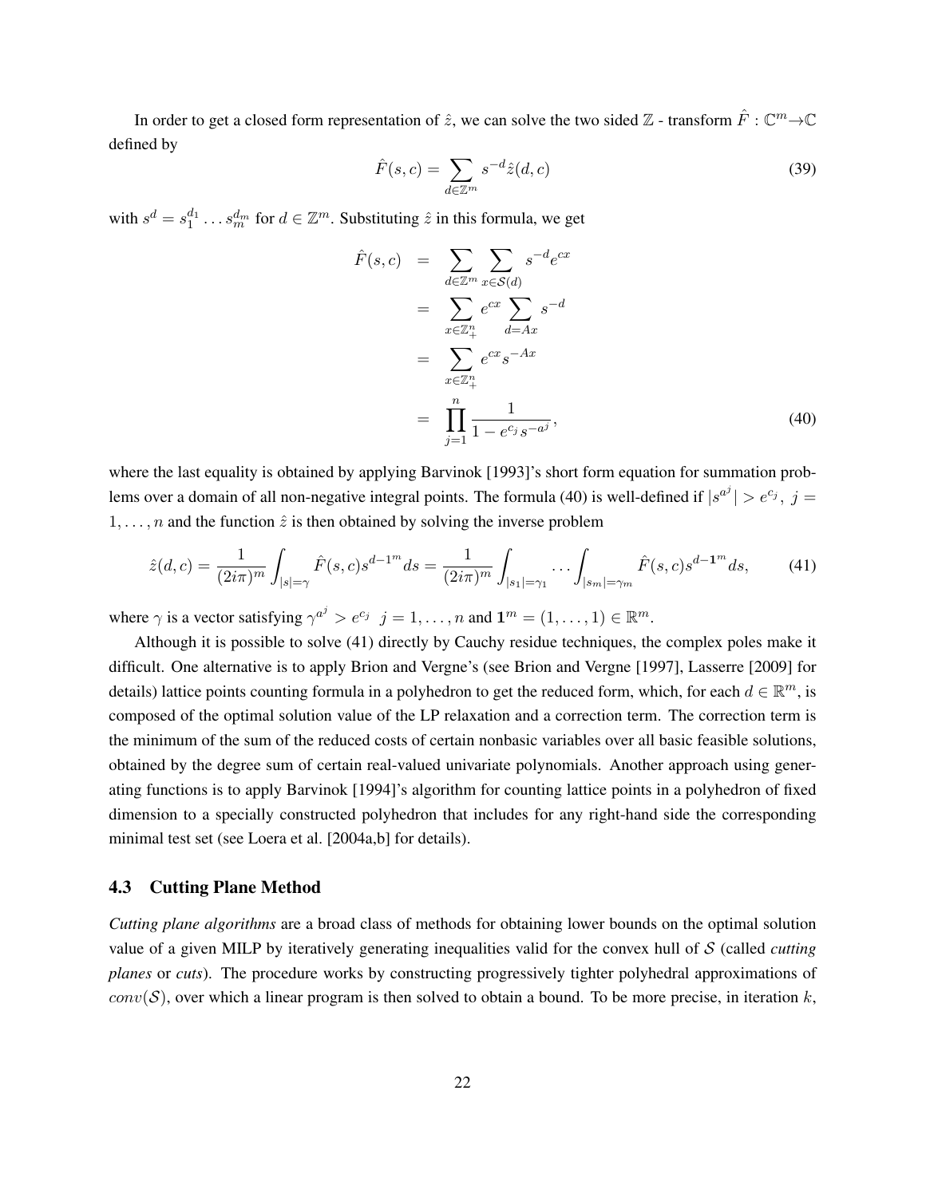In order to get a closed form representation of $\hat{z}$, we can solve the two sided $\mathbb{Z}$ - transform $\hat{F} : \mathbb{C}^m \rightarrow \mathbb{C}$ defined by

$$\hat{F}(s,c) = \sum_{d \in \mathbb{Z}^m} s^{-d} \hat{z}(d,c) \tag{39}$$

with $s^d = s_1^{d_1} \dots s_m^{d_m}$ for $d \in \mathbb{Z}^m$. Substituting $\hat{z}$ in this formula, we get

$$\begin{aligned}
\hat{F}(s,c) &= \sum_{d \in \mathbb{Z}^m} \sum_{x \in \mathcal{S}(d)} s^{-d} e^{cx} \\
&= \sum_{x \in \mathbb{Z}_+^n} e^{cx} \sum_{d = Ax} s^{-d} \\
&= \sum_{x \in \mathbb{Z}_+^n} e^{cx} s^{-Ax} \\
&= \prod_{j=1}^{n} \frac{1}{1 - e^{c_j} s^{-a^j}},
\end{aligned} \tag{40}$$

where the last equality is obtained by applying Barvinok [1993]'s short form equation for summation problems over a domain of all non-negative integral points. The formula (40) is well-defined if $|s^{a^j}| > e^{c_j}, \ j = 1, \dots, n$ and the function $\hat{z}$ is then obtained by solving the inverse problem

$$\hat{z}(d,c) = \frac{1}{(2i\pi)^m} \int_{|s|=\gamma} \hat{F}(s,c) s^{d-1^m} ds = \frac{1}{(2i\pi)^m} \int_{|s_1|=\gamma_1} \dots \int_{|s_m|=\gamma_m} \hat{F}(s,c) s^{d-\mathbf{1}^m} ds, \tag{41}$$

where $\gamma$ is a vector satisfying $\gamma^{a^j} > e^{c_j} \ \ j = 1, \dots, n$ and $\mathbf{1}^m = (1, \dots, 1) \in \mathbb{R}^m$.

Although it is possible to solve (41) directly by Cauchy residue techniques, the complex poles make it difficult. One alternative is to apply Brion and Vergne's (see Brion and Vergne [1997], Lasserre [2009] for details) lattice points counting formula in a polyhedron to get the reduced form, which, for each $d \in \mathbb{R}^m$, is composed of the optimal solution value of the LP relaxation and a correction term. The correction term is the minimum of the sum of the reduced costs of certain nonbasic variables over all basic feasible solutions, obtained by the degree sum of certain real-valued univariate polynomials. Another approach using generating functions is to apply Barvinok [1994]'s algorithm for counting lattice points in a polyhedron of fixed dimension to a specially constructed polyhedron that includes for any right-hand side the corresponding minimal test set (see Loera et al. [2004a,b] for details).

### 4.3 Cutting Plane Method

*Cutting plane algorithms* are a broad class of methods for obtaining lower bounds on the optimal solution value of a given MILP by iteratively generating inequalities valid for the convex hull of $\mathcal{S}$ (called *cutting planes* or *cuts*). The procedure works by constructing progressively tighter polyhedral approximations of $conv(\mathcal{S})$, over which a linear program is then solved to obtain a bound. To be more precise, in iteration $k$,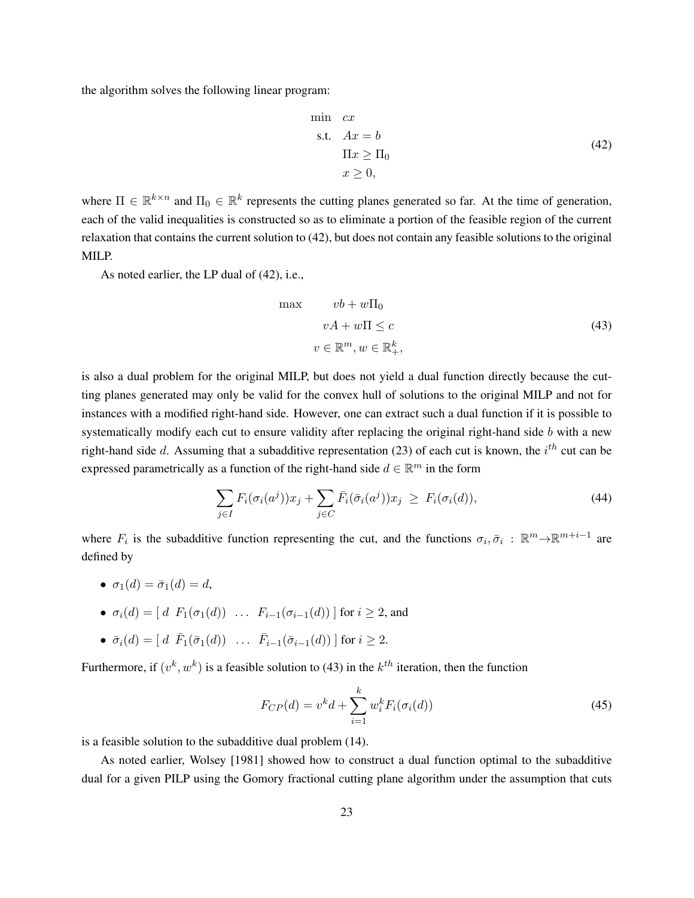the algorithm solves the following linear program:

$$
\begin{aligned}
\min \quad & cx \\
\text{s.t.} \quad & Ax = b \\
& \Pi x \geq \Pi_0 \\
& x \geq 0,
\end{aligned}
\tag{42}
$$

where $\Pi \in \mathbb{R}^{k \times n}$ and $\Pi_0 \in \mathbb{R}^k$ represents the cutting planes generated so far. At the time of generation, each of the valid inequalities is constructed so as to eliminate a portion of the feasible region of the current relaxation that contains the current solution to (42), but does not contain any feasible solutions to the original MILP.

As noted earlier, the LP dual of (42), i.e.,

$$
\begin{aligned}
\max \quad & vb + w\Pi_0 \\
& vA + w\Pi \leq c \\
& v \in \mathbb{R}^m, w \in \mathbb{R}^k_+,
\end{aligned}
\tag{43}
$$

is also a dual problem for the original MILP, but does not yield a dual function directly because the cutting planes generated may only be valid for the convex hull of solutions to the original MILP and not for instances with a modified right-hand side. However, one can extract such a dual function if it is possible to systematically modify each cut to ensure validity after replacing the original right-hand side $b$ with a new right-hand side $d$. Assuming that a subadditive representation (23) of each cut is known, the $i^{th}$ cut can be expressed parametrically as a function of the right-hand side $d \in \mathbb{R}^m$ in the form

$$
\sum_{j \in I} F_i(\sigma_i(a^j))x_j + \sum_{j \in C} \bar{F}_i(\bar{\sigma}_i(a^j))x_j \;\geq\; F_i(\sigma_i(d)),
\tag{44}
$$

where $F_i$ is the subadditive function representing the cut, and the functions $\sigma_i, \bar{\sigma}_i : \mathbb{R}^m \to \mathbb{R}^{m+i-1}$ are defined by

- $\sigma_1(d) = \bar{\sigma}_1(d) = d$,
- $\sigma_i(d) = [\ d \ \ F_1(\sigma_1(d)) \ \ \ldots \ \ F_{i-1}(\sigma_{i-1}(d))\ ]$ for $i \geq 2$, and
- $\bar{\sigma}_i(d) = [\ d \ \ \bar{F}_1(\bar{\sigma}_1(d)) \ \ \ldots \ \ \bar{F}_{i-1}(\bar{\sigma}_{i-1}(d))\ ]$ for $i \geq 2$.

Furthermore, if $(v^k, w^k)$ is a feasible solution to (43) in the $k^{th}$ iteration, then the function

$$
F_{CP}(d) = v^k d + \sum_{i=1}^{k} w_i^k F_i(\sigma_i(d))
\tag{45}
$$

is a feasible solution to the subadditive dual problem (14).

As noted earlier, Wolsey [1981] showed how to construct a dual function optimal to the subadditive dual for a given PILP using the Gomory fractional cutting plane algorithm under the assumption that cuts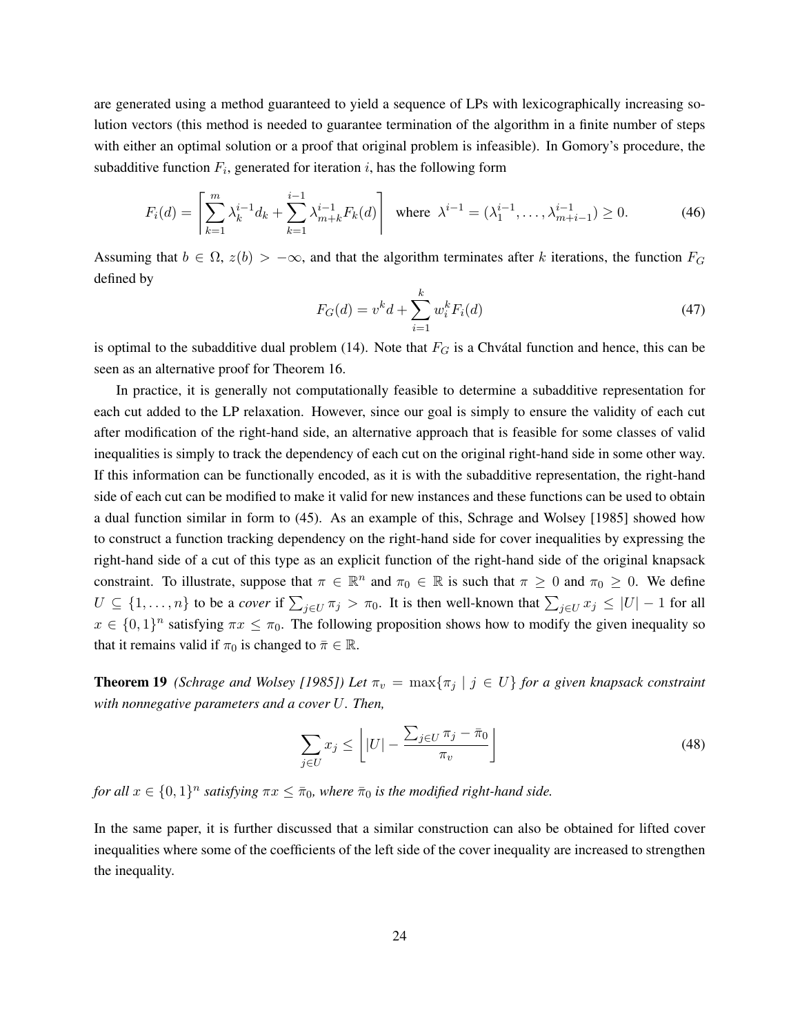are generated using a method guaranteed to yield a sequence of LPs with lexicographically increasing solution vectors (this method is needed to guarantee termination of the algorithm in a finite number of steps with either an optimal solution or a proof that original problem is infeasible). In Gomory's procedure, the subadditive function $F_i$, generated for iteration $i$, has the following form

$$F_i(d) = \left\lceil \sum_{k=1}^{m} \lambda_k^{i-1} d_k + \sum_{k=1}^{i-1} \lambda_{m+k}^{i-1} F_k(d) \right\rceil \quad \text{where} \quad \lambda^{i-1} = (\lambda_1^{i-1}, \ldots, \lambda_{m+i-1}^{i-1}) \geq 0. \tag{46}$$

Assuming that $b \in \Omega$, $z(b) > -\infty$, and that the algorithm terminates after $k$ iterations, the function $F_G$ defined by

$$F_G(d) = v^k d + \sum_{i=1}^{k} w_i^k F_i(d) \tag{47}$$

is optimal to the subadditive dual problem (14). Note that $F_G$ is a Chvátal function and hence, this can be seen as an alternative proof for Theorem 16.

In practice, it is generally not computationally feasible to determine a subadditive representation for each cut added to the LP relaxation. However, since our goal is simply to ensure the validity of each cut after modification of the right-hand side, an alternative approach that is feasible for some classes of valid inequalities is simply to track the dependency of each cut on the original right-hand side in some other way. If this information can be functionally encoded, as it is with the subadditive representation, the right-hand side of each cut can be modified to make it valid for new instances and these functions can be used to obtain a dual function similar in form to (45). As an example of this, Schrage and Wolsey [1985] showed how to construct a function tracking dependency on the right-hand side for cover inequalities by expressing the right-hand side of a cut of this type as an explicit function of the right-hand side of the original knapsack constraint. To illustrate, suppose that $\pi \in \mathbb{R}^n$ and $\pi_0 \in \mathbb{R}$ is such that $\pi \geq 0$ and $\pi_0 \geq 0$. We define $U \subseteq \{1, \ldots, n\}$ to be a *cover* if $\sum_{j \in U} \pi_j > \pi_0$. It is then well-known that $\sum_{j \in U} x_j \leq |U| - 1$ for all $x \in \{0,1\}^n$ satisfying $\pi x \leq \pi_0$. The following proposition shows how to modify the given inequality so that it remains valid if $\pi_0$ is changed to $\bar{\pi} \in \mathbb{R}$.

**Theorem 19** *(Schrage and Wolsey [1985]) Let $\pi_v = \max\{\pi_j \mid j \in U\}$ for a given knapsack constraint with nonnegative parameters and a cover $U$. Then,*

$$\sum_{j \in U} x_j \leq \left\lfloor |U| - \frac{\sum_{j \in U} \pi_j - \bar{\pi}_0}{\pi_v} \right\rfloor \tag{48}$$

*for all $x \in \{0,1\}^n$ satisfying $\pi x \leq \bar{\pi}_0$, where $\bar{\pi}_0$ is the modified right-hand side.*

In the same paper, it is further discussed that a similar construction can also be obtained for lifted cover inequalities where some of the coefficients of the left side of the cover inequality are increased to strengthen the inequality.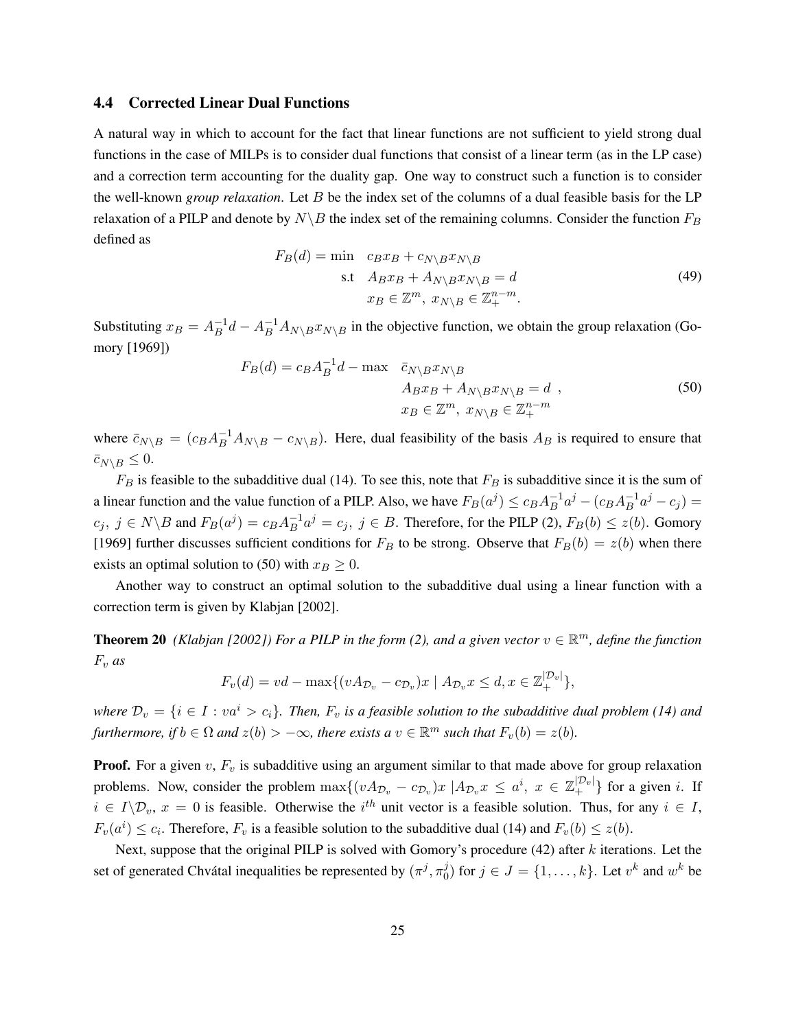### 4.4 Corrected Linear Dual Functions

A natural way in which to account for the fact that linear functions are not sufficient to yield strong dual functions in the case of MILPs is to consider dual functions that consist of a linear term (as in the LP case) and a correction term accounting for the duality gap. One way to construct such a function is to consider the well-known *group relaxation*. Let $B$ be the index set of the columns of a dual feasible basis for the LP relaxation of a PILP and denote by $N\backslash B$ the index set of the remaining columns. Consider the function $F_B$ defined as

$$
\begin{aligned}
F_B(d) = \min \quad & c_B x_B + c_{N\backslash B} x_{N\backslash B} \\
\text{s.t} \quad & A_B x_B + A_{N\backslash B} x_{N\backslash B} = d \\
& x_B \in \mathbb{Z}^m,\ x_{N\backslash B} \in \mathbb{Z}^{n-m}_+ .
\end{aligned}
\tag{49}
$$

Substituting $x_B = A_B^{-1} d - A_B^{-1} A_{N\backslash B} x_{N\backslash B}$ in the objective function, we obtain the group relaxation (Gomory [1969])

$$
\begin{aligned}
F_B(d) = c_B A_B^{-1} d - \max \quad & \bar{c}_{N\backslash B} x_{N\backslash B} \\
& A_B x_B + A_{N\backslash B} x_{N\backslash B} = d \ , \\
& x_B \in \mathbb{Z}^m,\ x_{N\backslash B} \in \mathbb{Z}^{n-m}_+
\end{aligned}
\tag{50}
$$

where $\bar{c}_{N\backslash B} = (c_B A_B^{-1} A_{N\backslash B} - c_{N\backslash B})$. Here, dual feasibility of the basis $A_B$ is required to ensure that $\bar{c}_{N\backslash B} \leq 0$.

$F_B$ is feasible to the subadditive dual (14). To see this, note that $F_B$ is subadditive since it is the sum of a linear function and the value function of a PILP. Also, we have $F_B(a^j) \leq c_B A_B^{-1} a^j - (c_B A_B^{-1} a^j - c_j) = c_j,\ j \in N\backslash B$ and $F_B(a^j) = c_B A_B^{-1} a^j = c_j,\ j \in B$. Therefore, for the PILP (2), $F_B(b) \leq z(b)$. Gomory [1969] further discusses sufficient conditions for $F_B$ to be strong. Observe that $F_B(b) = z(b)$ when there exists an optimal solution to (50) with $x_B \geq 0$.

Another way to construct an optimal solution to the subadditive dual using a linear function with a correction term is given by Klabjan [2002].

**Theorem 20** *(Klabjan [2002]) For a PILP in the form (2), and a given vector $v \in \mathbb{R}^m$, define the function $F_v$ as*

$$
F_v(d) = vd - \max\{(vA_{\mathcal{D}_v} - c_{\mathcal{D}_v})x \mid A_{\mathcal{D}_v} x \leq d, x \in \mathbb{Z}^{|\mathcal{D}_v|}_+\},
$$

*where $\mathcal{D}_v = \{i \in I : va^i > c_i\}$. Then, $F_v$ is a feasible solution to the subadditive dual problem (14) and furthermore, if $b \in \Omega$ and $z(b) > -\infty$, there exists a $v \in \mathbb{R}^m$ such that $F_v(b) = z(b)$.*

**Proof.** For a given $v$, $F_v$ is subadditive using an argument similar to that made above for group relaxation problems. Now, consider the problem $\max\{(vA_{\mathcal{D}_v} - c_{\mathcal{D}_v})x \mid A_{\mathcal{D}_v} x \leq a^i,\ x \in \mathbb{Z}^{|\mathcal{D}_v|}_+\}$ for a given $i$. If $i \in I\backslash\mathcal{D}_v$, $x = 0$ is feasible. Otherwise the $i^{th}$ unit vector is a feasible solution. Thus, for any $i \in I$, $F_v(a^i) \leq c_i$. Therefore, $F_v$ is a feasible solution to the subadditive dual (14) and $F_v(b) \leq z(b)$.

Next, suppose that the original PILP is solved with Gomory's procedure (42) after $k$ iterations. Let the set of generated Chvátal inequalities be represented by $(\pi^j, \pi_0^j)$ for $j \in J = \{1, \ldots, k\}$. Let $v^k$ and $w^k$ be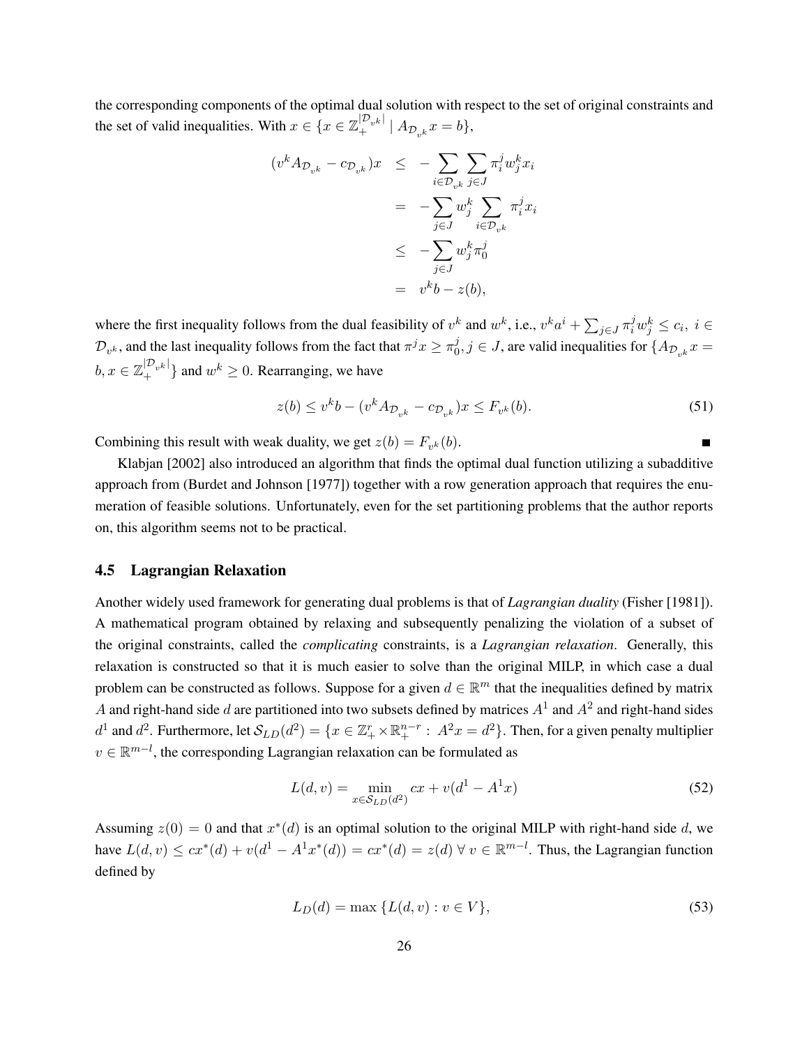the corresponding components of the optimal dual solution with respect to the set of original constraints and the set of valid inequalities. With $x \in \{x \in \mathbb{Z}_+^{|\mathcal{D}_{v^k}|} \mid A_{\mathcal{D}_{v^k}} x = b\}$,

$$
\begin{aligned}
(v^k A_{\mathcal{D}_{v^k}} - c_{\mathcal{D}_{v^k}})x &\leq -\sum_{i \in \mathcal{D}_{v^k}} \sum_{j \in J} \pi_i^j w_j^k x_i \\
&= -\sum_{j \in J} w_j^k \sum_{i \in \mathcal{D}_{v^k}} \pi_i^j x_i \\
&\leq -\sum_{j \in J} w_j^k \pi_0^j \\
&= v^k b - z(b),
\end{aligned}
$$

where the first inequality follows from the dual feasibility of $v^k$ and $w^k$, i.e., $v^k a^i + \sum_{j \in J} \pi_i^j w_j^k \leq c_i,\ i \in \mathcal{D}_{v^k}$, and the last inequality follows from the fact that $\pi^j x \geq \pi_0^j, j \in J$, are valid inequalities for $\{A_{\mathcal{D}_{v^k}} x = b, x \in \mathbb{Z}_+^{|\mathcal{D}_{v^k}|}\}$ and $w^k \geq 0$. Rearranging, we have

$$
z(b) \leq v^k b - (v^k A_{\mathcal{D}_{v^k}} - c_{\mathcal{D}_{v^k}})x \leq F_{v^k}(b). \tag{51}
$$

Combining this result with weak duality, we get $z(b) = F_{v^k}(b)$. ∎

Klabjan [2002] also introduced an algorithm that finds the optimal dual function utilizing a subadditive approach from (Burdet and Johnson [1977]) together with a row generation approach that requires the enumeration of feasible solutions. Unfortunately, even for the set partitioning problems that the author reports on, this algorithm seems not to be practical.

### 4.5 Lagrangian Relaxation

Another widely used framework for generating dual problems is that of *Lagrangian duality* (Fisher [1981]). A mathematical program obtained by relaxing and subsequently penalizing the violation of a subset of the original constraints, called the *complicating* constraints, is a *Lagrangian relaxation*. Generally, this relaxation is constructed so that it is much easier to solve than the original MILP, in which case a dual problem can be constructed as follows. Suppose for a given $d \in \mathbb{R}^m$ that the inequalities defined by matrix $A$ and right-hand side $d$ are partitioned into two subsets defined by matrices $A^1$ and $A^2$ and right-hand sides $d^1$ and $d^2$. Furthermore, let $\mathcal{S}_{LD}(d^2) = \{x \in \mathbb{Z}_+^r \times \mathbb{R}_+^{n-r} : A^2 x = d^2\}$. Then, for a given penalty multiplier $v \in \mathbb{R}^{m-l}$, the corresponding Lagrangian relaxation can be formulated as

$$
L(d, v) = \min_{x \in \mathcal{S}_{LD}(d^2)} cx + v(d^1 - A^1 x) \tag{52}
$$

Assuming $z(0) = 0$ and that $x^*(d)$ is an optimal solution to the original MILP with right-hand side $d$, we have $L(d, v) \leq cx^*(d) + v(d^1 - A^1 x^*(d)) = cx^*(d) = z(d) \ \forall\ v \in \mathbb{R}^{m-l}$. Thus, the Lagrangian function defined by

$$
L_D(d) = \max \{L(d, v) : v \in V\}, \tag{53}
$$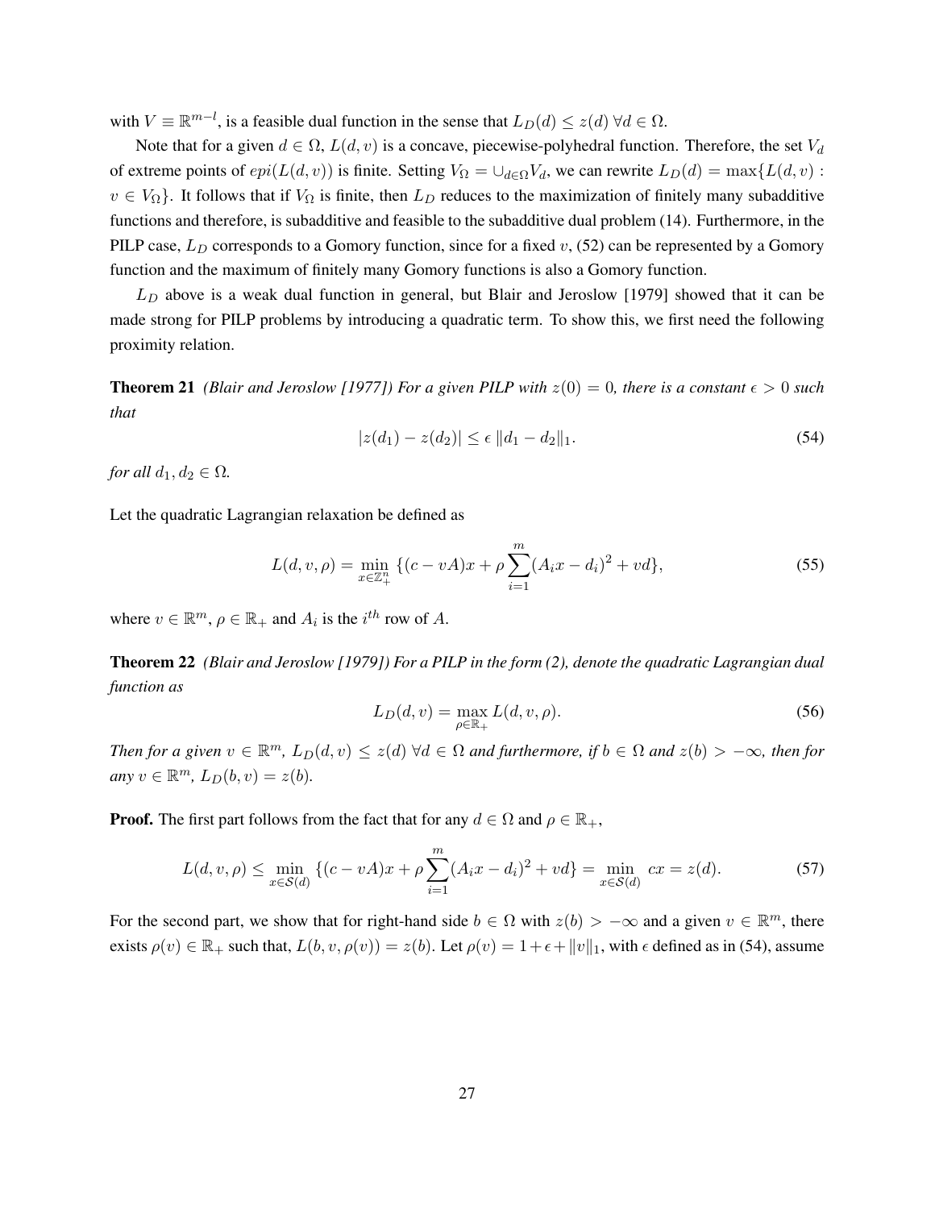with $V \equiv \mathbb{R}^{m-l}$, is a feasible dual function in the sense that $L_D(d) \leq z(d) \; \forall d \in \Omega$.

Note that for a given $d \in \Omega$, $L(d, v)$ is a concave, piecewise-polyhedral function. Therefore, the set $V_d$ of extreme points of $epi(L(d, v))$ is finite. Setting $V_\Omega = \cup_{d \in \Omega} V_d$, we can rewrite $L_D(d) = \max\{L(d, v) : v \in V_\Omega\}$. It follows that if $V_\Omega$ is finite, then $L_D$ reduces to the maximization of finitely many subadditive functions and therefore, is subadditive and feasible to the subadditive dual problem (14). Furthermore, in the PILP case, $L_D$ corresponds to a Gomory function, since for a fixed $v$, (52) can be represented by a Gomory function and the maximum of finitely many Gomory functions is also a Gomory function.

$L_D$ above is a weak dual function in general, but Blair and Jeroslow [1979] showed that it can be made strong for PILP problems by introducing a quadratic term. To show this, we first need the following proximity relation.

**Theorem 21** *(Blair and Jeroslow [1977]) For a given PILP with $z(0) = 0$, there is a constant $\epsilon > 0$ such that*

$$|z(d_1) - z(d_2)| \leq \epsilon \, \|d_1 - d_2\|_1. \tag{54}$$

*for all $d_1, d_2 \in \Omega$.*

Let the quadratic Lagrangian relaxation be defined as

$$L(d, v, \rho) = \min_{x \in \mathbb{Z}^n_+} \{(c - vA)x + \rho \sum_{i=1}^{m} (A_i x - d_i)^2 + vd\}, \tag{55}$$

where $v \in \mathbb{R}^m$, $\rho \in \mathbb{R}_+$ and $A_i$ is the $i^{th}$ row of $A$.

**Theorem 22** *(Blair and Jeroslow [1979]) For a PILP in the form (2), denote the quadratic Lagrangian dual function as*

$$L_D(d, v) = \max_{\rho \in \mathbb{R}_+} L(d, v, \rho). \tag{56}$$

*Then for a given $v \in \mathbb{R}^m$, $L_D(d, v) \leq z(d) \; \forall d \in \Omega$ and furthermore, if $b \in \Omega$ and $z(b) > -\infty$, then for any $v \in \mathbb{R}^m$, $L_D(b, v) = z(b)$.*

**Proof.** The first part follows from the fact that for any $d \in \Omega$ and $\rho \in \mathbb{R}_+$,

$$L(d, v, \rho) \leq \min_{x \in \mathcal{S}(d)} \{(c - vA)x + \rho \sum_{i=1}^{m} (A_i x - d_i)^2 + vd\} = \min_{x \in \mathcal{S}(d)} \; cx = z(d). \tag{57}$$

For the second part, we show that for right-hand side $b \in \Omega$ with $z(b) > -\infty$ and a given $v \in \mathbb{R}^m$, there exists $\rho(v) \in \mathbb{R}_+$ such that, $L(b, v, \rho(v)) = z(b)$. Let $\rho(v) = 1 + \epsilon + \|v\|_1$, with $\epsilon$ defined as in (54), assume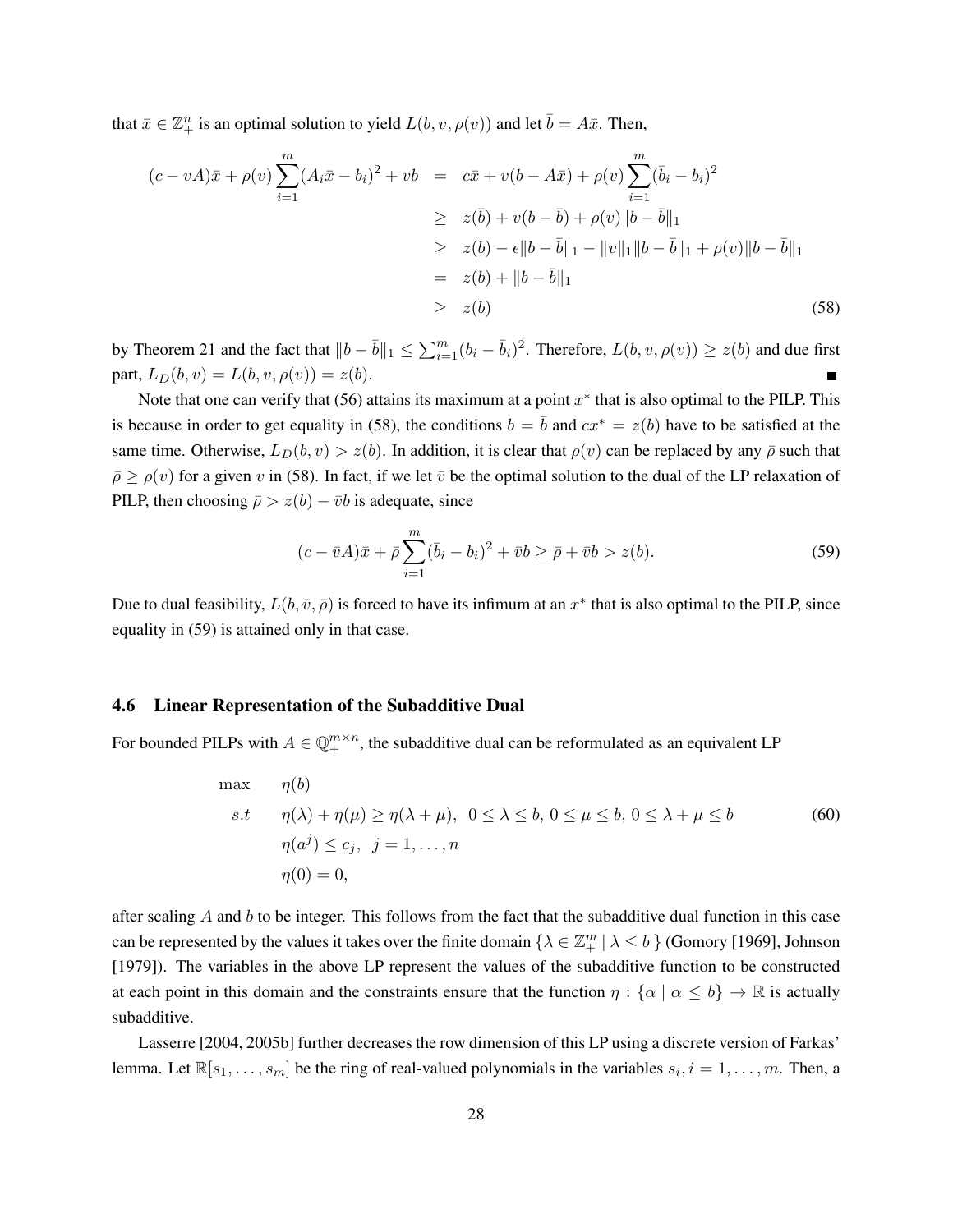that $\bar{x} \in \mathbb{Z}^n_+$ is an optimal solution to yield $L(b, v, \rho(v))$ and let $\bar{b} = A\bar{x}$. Then,

$$
\begin{aligned}
(c - vA)\bar{x} + \rho(v)\sum_{i=1}^{m}(A_i\bar{x} - b_i)^2 + vb &= c\bar{x} + v(b - A\bar{x}) + \rho(v)\sum_{i=1}^{m}(\bar{b}_i - b_i)^2 \\
&\geq z(\bar{b}) + v(b - \bar{b}) + \rho(v)\|b - \bar{b}\|_1 \\
&\geq z(b) - \epsilon\|b - \bar{b}\|_1 - \|v\|_1\|b - \bar{b}\|_1 + \rho(v)\|b - \bar{b}\|_1 \\
&= z(b) + \|b - \bar{b}\|_1 \\
&\geq z(b)
\end{aligned}
\tag{58}
$$

by Theorem 21 and the fact that $\|b - \bar{b}\|_1 \leq \sum_{i=1}^{m}(b_i - \bar{b}_i)^2$. Therefore, $L(b, v, \rho(v)) \geq z(b)$ and due first part, $L_D(b, v) = L(b, v, \rho(v)) = z(b)$. ∎

Note that one can verify that (56) attains its maximum at a point $x^*$ that is also optimal to the PILP. This is because in order to get equality in (58), the conditions $b = \bar{b}$ and $cx^* = z(b)$ have to be satisfied at the same time. Otherwise, $L_D(b, v) > z(b)$. In addition, it is clear that $\rho(v)$ can be replaced by any $\bar{\rho}$ such that $\bar{\rho} \geq \rho(v)$ for a given $v$ in (58). In fact, if we let $\bar{v}$ be the optimal solution to the dual of the LP relaxation of PILP, then choosing $\bar{\rho} > z(b) - \bar{v}b$ is adequate, since

$$
(c - \bar{v}A)\bar{x} + \bar{\rho}\sum_{i=1}^{m}(\bar{b}_i - b_i)^2 + \bar{v}b \geq \bar{\rho} + \bar{v}b > z(b). \tag{59}
$$

Due to dual feasibility, $L(b, \bar{v}, \bar{\rho})$ is forced to have its infimum at an $x^*$ that is also optimal to the PILP, since equality in (59) is attained only in that case.

### 4.6 Linear Representation of the Subadditive Dual

For bounded PILPs with $A \in \mathbb{Q}^{m \times n}_+$, the subadditive dual can be reformulated as an equivalent LP

$$
\begin{aligned}
\max \quad & \eta(b) \\
s.t \quad & \eta(\lambda) + \eta(\mu) \geq \eta(\lambda + \mu), \;\; 0 \leq \lambda \leq b, \, 0 \leq \mu \leq b, \, 0 \leq \lambda + \mu \leq b \\
& \eta(a^j) \leq c_j, \;\; j = 1, \ldots, n \\
& \eta(0) = 0,
\end{aligned}
\tag{60}
$$

after scaling $A$ and $b$ to be integer. This follows from the fact that the subadditive dual function in this case can be represented by the values it takes over the finite domain $\{\lambda \in \mathbb{Z}^m_+ \mid \lambda \leq b\}$ (Gomory [1969], Johnson [1979]). The variables in the above LP represent the values of the subadditive function to be constructed at each point in this domain and the constraints ensure that the function $\eta : \{\alpha \mid \alpha \leq b\} \rightarrow \mathbb{R}$ is actually subadditive.

Lasserre [2004, 2005b] further decreases the row dimension of this LP using a discrete version of Farkas' lemma. Let $\mathbb{R}[s_1, \ldots, s_m]$ be the ring of real-valued polynomials in the variables $s_i, i = 1, \ldots, m$. Then, a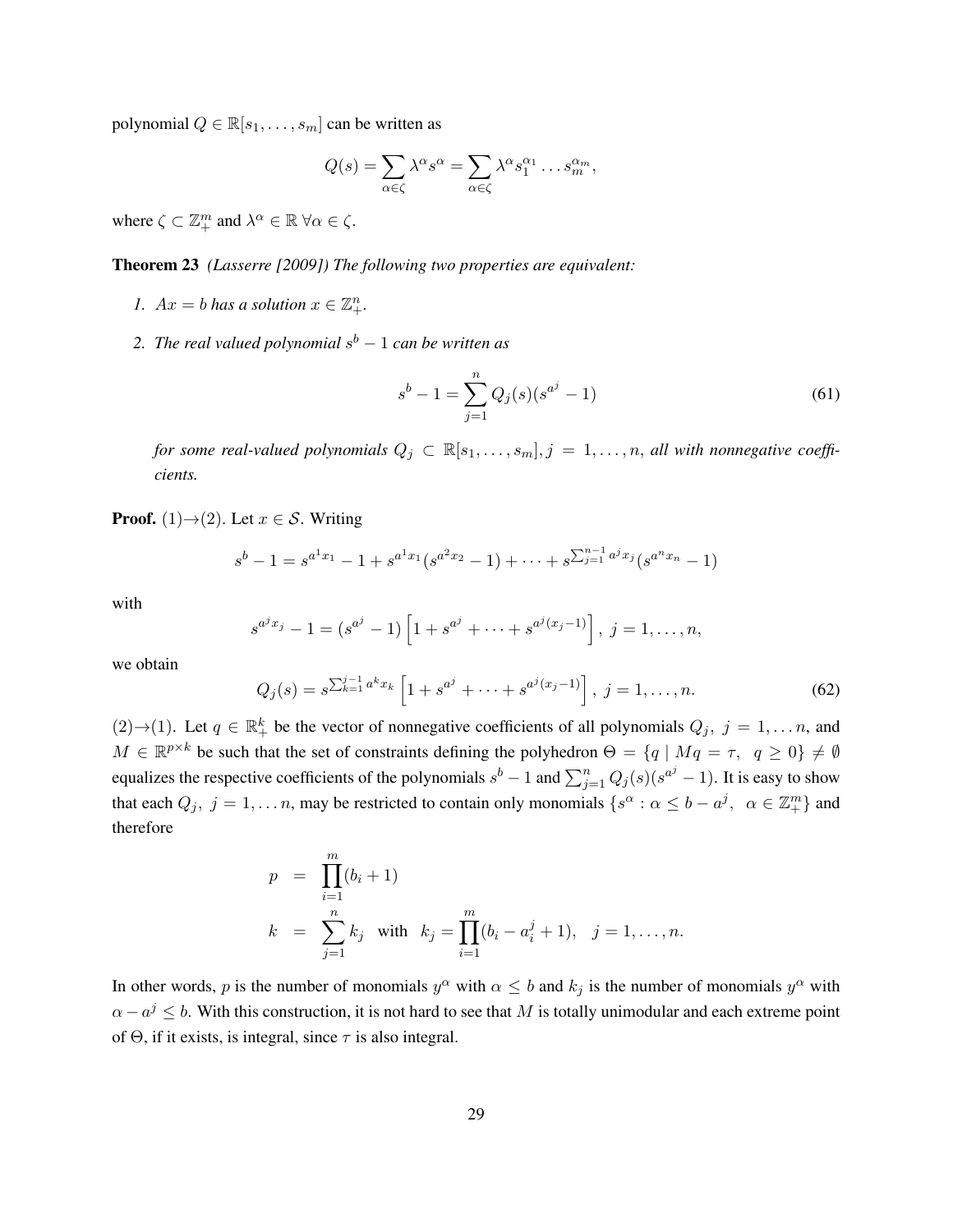polynomial $Q \in \mathbb{R}[s_1, \ldots, s_m]$ can be written as

$$Q(s) = \sum_{\alpha \in \zeta} \lambda^\alpha s^\alpha = \sum_{\alpha \in \zeta} \lambda^\alpha s_1^{\alpha_1} \ldots s_m^{\alpha_m},$$

where $\zeta \subset \mathbb{Z}_+^m$ and $\lambda^\alpha \in \mathbb{R} \; \forall \alpha \in \zeta$.

**Theorem 23** *(Lasserre [2009]) The following two properties are equivalent:*

1. *$Ax = b$ has a solution $x \in \mathbb{Z}_+^n$.*
2. *The real valued polynomial $s^b - 1$ can be written as*

$$s^b - 1 = \sum_{j=1}^{n} Q_j(s)(s^{a^j} - 1) \tag{61}$$

*for some real-valued polynomials $Q_j \subset \mathbb{R}[s_1, \ldots, s_m], j = 1, \ldots, n$, all with nonnegative coefficients.*

**Proof.** $(1) \rightarrow (2)$. Let $x \in \mathcal{S}$. Writing

$$s^b - 1 = s^{a^1 x_1} - 1 + s^{a^1 x_1}(s^{a^2 x_2} - 1) + \cdots + s^{\sum_{j=1}^{n-1} a^j x_j}(s^{a^n x_n} - 1)$$

with

$$s^{a^j x_j} - 1 = (s^{a^j} - 1)\left[1 + s^{a^j} + \cdots + s^{a^j(x_j - 1)}\right], \; j = 1, \ldots, n,$$

we obtain

$$Q_j(s) = s^{\sum_{k=1}^{j-1} a^k x_k}\left[1 + s^{a^j} + \cdots + s^{a^j(x_j - 1)}\right], \; j = 1, \ldots, n. \tag{62}$$

$(2) \rightarrow (1)$. Let $q \in \mathbb{R}_+^k$ be the vector of nonnegative coefficients of all polynomials $Q_j, \; j = 1, \ldots n$, and $M \in \mathbb{R}^{p \times k}$ be such that the set of constraints defining the polyhedron $\Theta = \{q \mid Mq = \tau, \;\; q \geq 0\} \neq \emptyset$ equalizes the respective coefficients of the polynomials $s^b - 1$ and $\sum_{j=1}^{n} Q_j(s)(s^{a^j} - 1)$. It is easy to show that each $Q_j, \; j = 1, \ldots n$, may be restricted to contain only monomials $\{s^\alpha : \alpha \leq b - a^j, \;\; \alpha \in \mathbb{Z}_+^m\}$ and therefore

$$\begin{aligned}
p &= \prod_{i=1}^{m}(b_i + 1) \\
k &= \sum_{j=1}^{n} k_j \quad \text{with} \quad k_j = \prod_{i=1}^{m}(b_i - a_i^j + 1), \quad j = 1, \ldots, n.
\end{aligned}$$

In other words, $p$ is the number of monomials $y^\alpha$ with $\alpha \leq b$ and $k_j$ is the number of monomials $y^\alpha$ with $\alpha - a^j \leq b$. With this construction, it is not hard to see that $M$ is totally unimodular and each extreme point of $\Theta$, if it exists, is integral, since $\tau$ is also integral.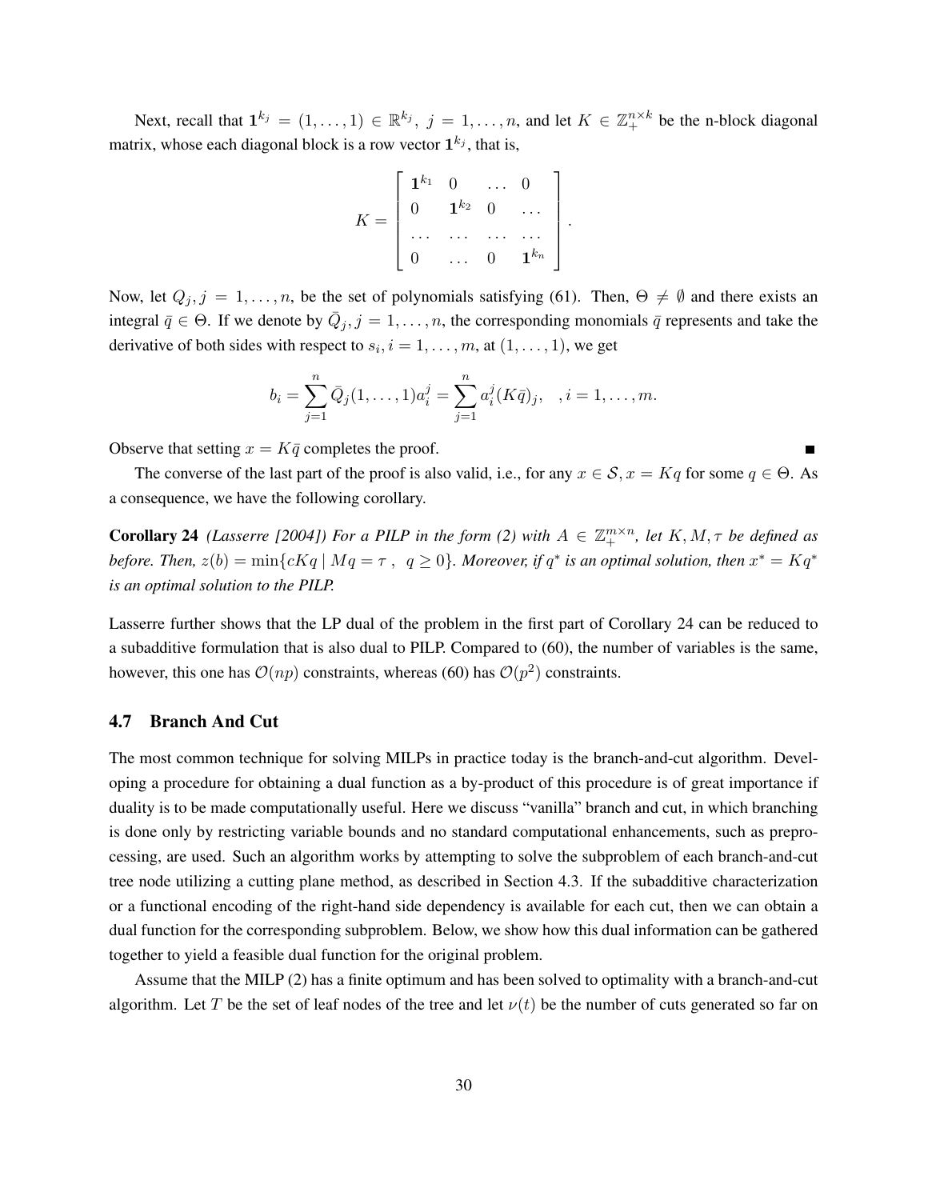Next, recall that $\mathbf{1}^{k_j} = (1, \ldots, 1) \in \mathbb{R}^{k_j},\ j = 1, \ldots, n$, and let $K \in \mathbb{Z}_+^{n \times k}$ be the n-block diagonal matrix, whose each diagonal block is a row vector $\mathbf{1}^{k_j}$, that is,

$$K = \begin{bmatrix} \mathbf{1}^{k_1} & 0 & \ldots & 0 \\ 0 & \mathbf{1}^{k_2} & 0 & \ldots \\ \ldots & \ldots & \ldots & \ldots \\ 0 & \ldots & 0 & \mathbf{1}^{k_n} \end{bmatrix}.$$

Now, let $Q_j, j = 1, \ldots, n$, be the set of polynomials satisfying (61). Then, $\Theta \neq \emptyset$ and there exists an integral $\bar{q} \in \Theta$. If we denote by $\bar{Q}_j, j = 1, \ldots, n$, the corresponding monomials $\bar{q}$ represents and take the derivative of both sides with respect to $s_i, i = 1, \ldots, m$, at $(1, \ldots, 1)$, we get

$$b_i = \sum_{j=1}^{n} \bar{Q}_j(1, \ldots, 1) a_i^j = \sum_{j=1}^{n} a_i^j (K\bar{q})_j, \quad , i = 1, \ldots, m.$$

Observe that setting $x = K\bar{q}$ completes the proof. ■

The converse of the last part of the proof is also valid, i.e., for any $x \in \mathcal{S}, x = Kq$ for some $q \in \Theta$. As a consequence, we have the following corollary.

**Corollary 24** *(Lasserre [2004]) For a PILP in the form (2) with $A \in \mathbb{Z}_+^{m \times n}$, let $K, M, \tau$ be defined as before. Then, $z(b) = \min\{cKq \mid Mq = \tau\ ,\ q \geq 0\}$. Moreover, if $q^*$ is an optimal solution, then $x^* = Kq^*$ is an optimal solution to the PILP.*

Lasserre further shows that the LP dual of the problem in the first part of Corollary 24 can be reduced to a subadditive formulation that is also dual to PILP. Compared to (60), the number of variables is the same, however, this one has $\mathcal{O}(np)$ constraints, whereas (60) has $\mathcal{O}(p^2)$ constraints.

### 4.7 Branch And Cut

The most common technique for solving MILPs in practice today is the branch-and-cut algorithm. Developing a procedure for obtaining a dual function as a by-product of this procedure is of great importance if duality is to be made computationally useful. Here we discuss "vanilla" branch and cut, in which branching is done only by restricting variable bounds and no standard computational enhancements, such as preprocessing, are used. Such an algorithm works by attempting to solve the subproblem of each branch-and-cut tree node utilizing a cutting plane method, as described in Section 4.3. If the subadditive characterization or a functional encoding of the right-hand side dependency is available for each cut, then we can obtain a dual function for the corresponding subproblem. Below, we show how this dual information can be gathered together to yield a feasible dual function for the original problem.

Assume that the MILP (2) has a finite optimum and has been solved to optimality with a branch-and-cut algorithm. Let $T$ be the set of leaf nodes of the tree and let $\nu(t)$ be the number of cuts generated so far on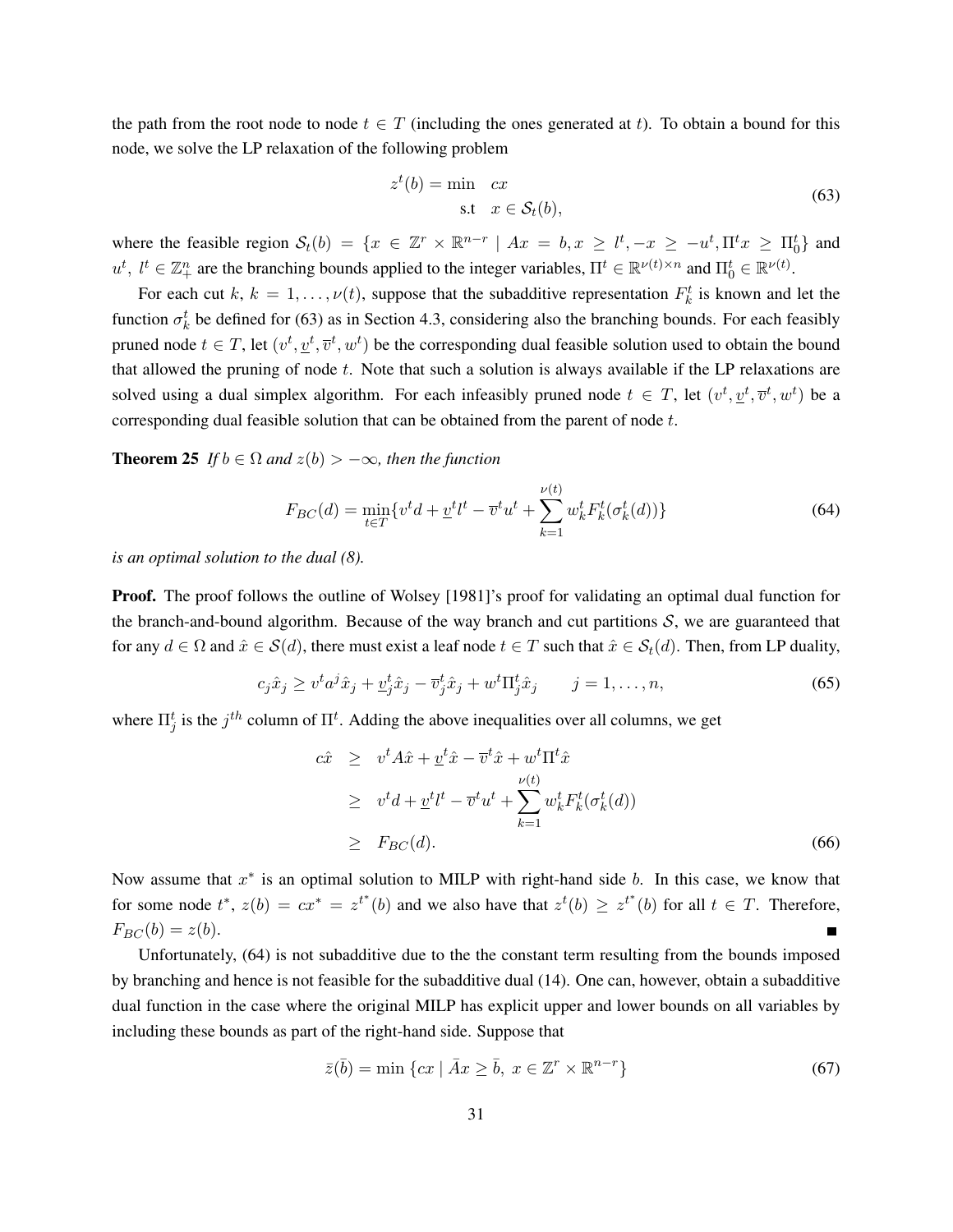the path from the root node to node $t \in T$ (including the ones generated at $t$). To obtain a bound for this node, we solve the LP relaxation of the following problem

$$
\begin{aligned}
z^t(b) = \min \quad & cx \\
\text{s.t} \quad & x \in \mathcal{S}_t(b),
\end{aligned}
\tag{63}
$$

where the feasible region $\mathcal{S}_t(b) = \{x \in \mathbb{Z}^r \times \mathbb{R}^{n-r} \mid Ax = b, x \geq l^t, -x \geq -u^t, \Pi^t x \geq \Pi_0^t\}$ and $u^t,\ l^t \in \mathbb{Z}_+^n$ are the branching bounds applied to the integer variables, $\Pi^t \in \mathbb{R}^{\nu(t)\times n}$ and $\Pi_0^t \in \mathbb{R}^{\nu(t)}$.

For each cut $k$, $k = 1, \ldots, \nu(t)$, suppose that the subadditive representation $F_k^t$ is known and let the function $\sigma_k^t$ be defined for (63) as in Section 4.3, considering also the branching bounds. For each feasibly pruned node $t \in T$, let $(v^t, \underline{v}^t, \overline{v}^t, w^t)$ be the corresponding dual feasible solution used to obtain the bound that allowed the pruning of node $t$. Note that such a solution is always available if the LP relaxations are solved using a dual simplex algorithm. For each infeasibly pruned node $t \in T$, let $(v^t, \underline{v}^t, \overline{v}^t, w^t)$ be a corresponding dual feasible solution that can be obtained from the parent of node $t$.

**Theorem 25** *If $b \in \Omega$ and $z(b) > -\infty$, then the function*

$$
F_{BC}(d) = \min_{t \in T}\{v^t d + \underline{v}^t l^t - \overline{v}^t u^t + \sum_{k=1}^{\nu(t)} w_k^t F_k^t(\sigma_k^t(d))\}
\tag{64}
$$

*is an optimal solution to the dual (8).*

**Proof.** The proof follows the outline of Wolsey [1981]'s proof for validating an optimal dual function for the branch-and-bound algorithm. Because of the way branch and cut partitions $\mathcal{S}$, we are guaranteed that for any $d \in \Omega$ and $\hat{x} \in \mathcal{S}(d)$, there must exist a leaf node $t \in T$ such that $\hat{x} \in \mathcal{S}_t(d)$. Then, from LP duality,

$$
c_j \hat{x}_j \geq v^t a^j \hat{x}_j + \underline{v}_j^t \hat{x}_j - \overline{v}_j^t \hat{x}_j + w^t \Pi_j^t \hat{x}_j \qquad j = 1, \ldots, n,
\tag{65}
$$

where $\Pi_j^t$ is the $j^{th}$ column of $\Pi^t$. Adding the above inequalities over all columns, we get

$$
\begin{aligned}
c\hat{x} \quad & \geq \quad v^t A\hat{x} + \underline{v}^t \hat{x} - \overline{v}^t \hat{x} + w^t \Pi^t \hat{x} \\
& \geq \quad v^t d + \underline{v}^t l^t - \overline{v}^t u^t + \sum_{k=1}^{\nu(t)} w_k^t F_k^t(\sigma_k^t(d)) \\
& \geq \quad F_{BC}(d).
\end{aligned}
\tag{66}
$$

Now assume that $x^*$ is an optimal solution to MILP with right-hand side $b$. In this case, we know that for some node $t^*$, $z(b) = cx^* = z^{t^*}(b)$ and we also have that $z^t(b) \geq z^{t^*}(b)$ for all $t \in T$. Therefore, $F_{BC}(b) = z(b)$. ∎

Unfortunately, (64) is not subadditive due to the the constant term resulting from the bounds imposed by branching and hence is not feasible for the subadditive dual (14). One can, however, obtain a subadditive dual function in the case where the original MILP has explicit upper and lower bounds on all variables by including these bounds as part of the right-hand side. Suppose that

$$
\bar{z}(\bar{b}) = \min \{cx \mid \bar{A}x \geq \bar{b},\ x \in \mathbb{Z}^r \times \mathbb{R}^{n-r}\}
\tag{67}
$$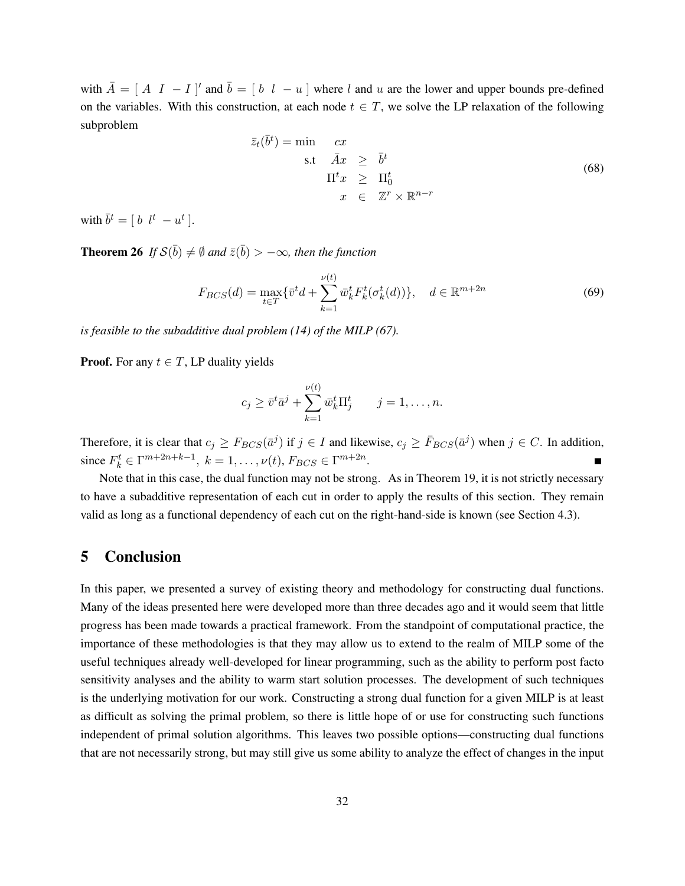with $\bar{A} = [\ A \ \ I \ -I\ ]'$ and $\bar{b} = [\ b \ \ l \ -u\ ]$ where $l$ and $u$ are the lower and upper bounds pre-defined on the variables. With this construction, at each node $t \in T$, we solve the LP relaxation of the following subproblem

$$
\begin{array}{rrcl}
\bar{z}_t(\bar{b}^t) = \min & cx & & \\
\text{s.t} & \bar{A}x & \geq & \bar{b}^t \\
& \Pi^t x & \geq & \Pi_0^t \\
& x & \in & \mathbb{Z}^r \times \mathbb{R}^{n-r}
\end{array}
\tag{68}
$$

with $\bar{b}^t = [\ b \ \ l^t \ -u^t\ ]$.

**Theorem 26** *If $\mathcal{S}(\bar{b}) \neq \emptyset$ and $\bar{z}(\bar{b}) > -\infty$, then the function*

$$
F_{BCS}(d) = \max_{t \in T} \{ \bar{v}^t d + \sum_{k=1}^{\nu(t)} \bar{w}_k^t F_k^t(\sigma_k^t(d)) \}, \quad d \in \mathbb{R}^{m+2n} \tag{69}
$$

*is feasible to the subadditive dual problem (14) of the MILP (67).*

**Proof.** For any $t \in T$, LP duality yields

$$
c_j \geq \bar{v}^t \bar{a}^j + \sum_{k=1}^{\nu(t)} \bar{w}_k^t \Pi_j^t \qquad j = 1, \ldots, n.
$$

Therefore, it is clear that $c_j \geq F_{BCS}(\bar{a}^j)$ if $j \in I$ and likewise, $c_j \geq \bar{F}_{BCS}(\bar{a}^j)$ when $j \in C$. In addition, since $F_k^t \in \Gamma^{m+2n+k-1},\ k = 1, \ldots, \nu(t)$, $F_{BCS} \in \Gamma^{m+2n}$. ∎

Note that in this case, the dual function may not be strong. As in Theorem 19, it is not strictly necessary to have a subadditive representation of each cut in order to apply the results of this section. They remain valid as long as a functional dependency of each cut on the right-hand-side is known (see Section 4.3).

# 5 Conclusion

In this paper, we presented a survey of existing theory and methodology for constructing dual functions. Many of the ideas presented here were developed more than three decades ago and it would seem that little progress has been made towards a practical framework. From the standpoint of computational practice, the importance of these methodologies is that they may allow us to extend to the realm of MILP some of the useful techniques already well-developed for linear programming, such as the ability to perform post facto sensitivity analyses and the ability to warm start solution processes. The development of such techniques is the underlying motivation for our work. Constructing a strong dual function for a given MILP is at least as difficult as solving the primal problem, so there is little hope of or use for constructing such functions independent of primal solution algorithms. This leaves two possible options—constructing dual functions that are not necessarily strong, but may still give us some ability to analyze the effect of changes in the input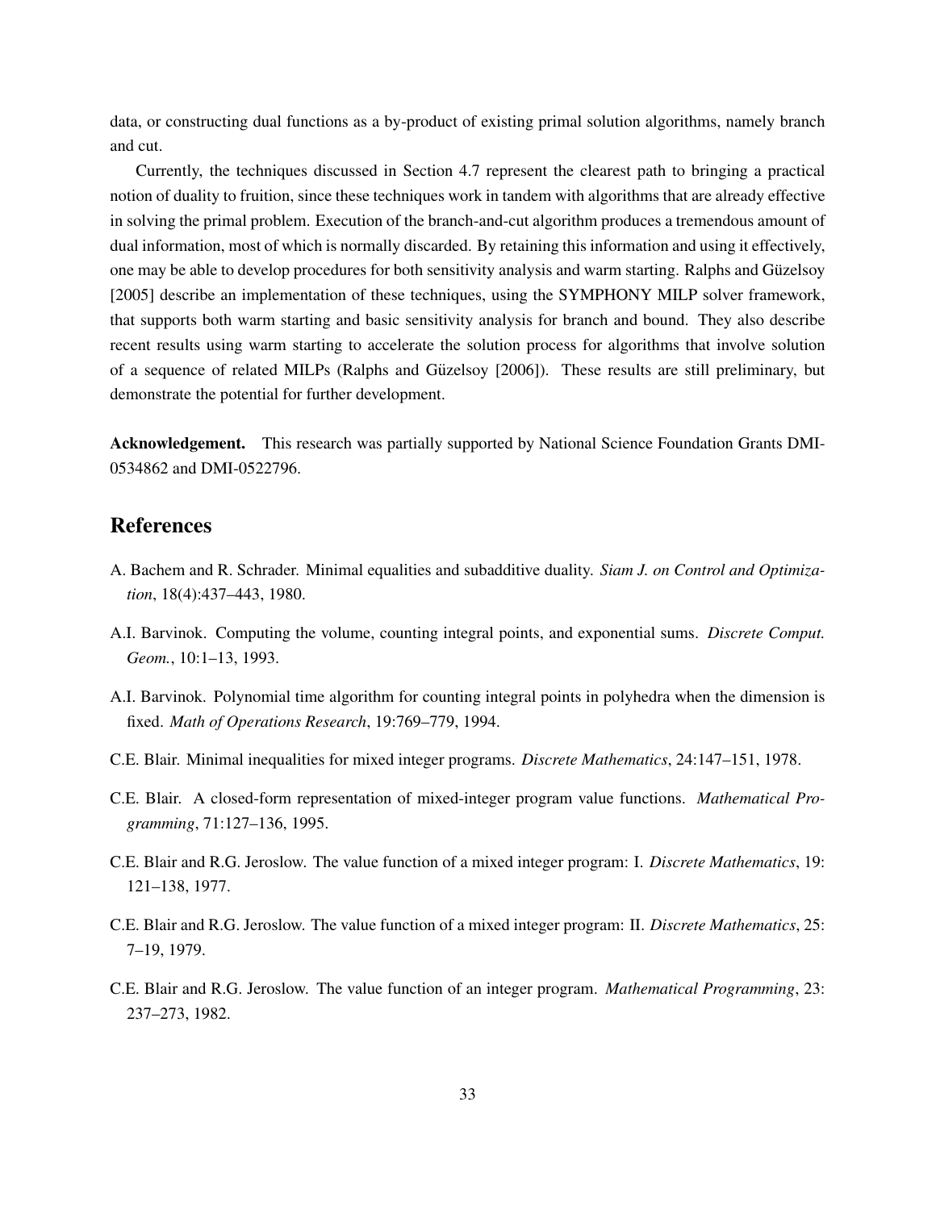data, or constructing dual functions as a by-product of existing primal solution algorithms, namely branch and cut.

Currently, the techniques discussed in Section 4.7 represent the clearest path to bringing a practical notion of duality to fruition, since these techniques work in tandem with algorithms that are already effective in solving the primal problem. Execution of the branch-and-cut algorithm produces a tremendous amount of dual information, most of which is normally discarded. By retaining this information and using it effectively, one may be able to develop procedures for both sensitivity analysis and warm starting. Ralphs and Güzelsoy [2005] describe an implementation of these techniques, using the SYMPHONY MILP solver framework, that supports both warm starting and basic sensitivity analysis for branch and bound. They also describe recent results using warm starting to accelerate the solution process for algorithms that involve solution of a sequence of related MILPs (Ralphs and Güzelsoy [2006]). These results are still preliminary, but demonstrate the potential for further development.

**Acknowledgement.** This research was partially supported by National Science Foundation Grants DMI-0534862 and DMI-0522796.

## References

A. Bachem and R. Schrader. Minimal equalities and subadditive duality. *Siam J. on Control and Optimization*, 18(4):437–443, 1980.

A.I. Barvinok. Computing the volume, counting integral points, and exponential sums. *Discrete Comput. Geom.*, 10:1–13, 1993.

A.I. Barvinok. Polynomial time algorithm for counting integral points in polyhedra when the dimension is fixed. *Math of Operations Research*, 19:769–779, 1994.

C.E. Blair. Minimal inequalities for mixed integer programs. *Discrete Mathematics*, 24:147–151, 1978.

C.E. Blair. A closed-form representation of mixed-integer program value functions. *Mathematical Programming*, 71:127–136, 1995.

C.E. Blair and R.G. Jeroslow. The value function of a mixed integer program: I. *Discrete Mathematics*, 19: 121–138, 1977.

C.E. Blair and R.G. Jeroslow. The value function of a mixed integer program: II. *Discrete Mathematics*, 25: 7–19, 1979.

C.E. Blair and R.G. Jeroslow. The value function of an integer program. *Mathematical Programming*, 23: 237–273, 1982.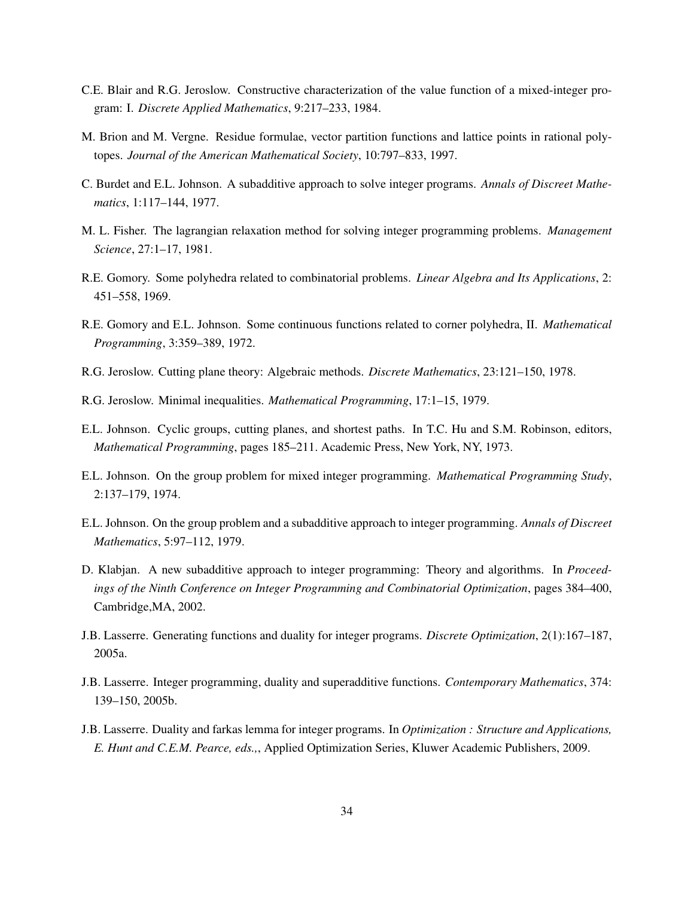C.E. Blair and R.G. Jeroslow. Constructive characterization of the value function of a mixed-integer program: I. *Discrete Applied Mathematics*, 9:217–233, 1984.

M. Brion and M. Vergne. Residue formulae, vector partition functions and lattice points in rational polytopes. *Journal of the American Mathematical Society*, 10:797–833, 1997.

C. Burdet and E.L. Johnson. A subadditive approach to solve integer programs. *Annals of Discreet Mathematics*, 1:117–144, 1977.

M. L. Fisher. The lagrangian relaxation method for solving integer programming problems. *Management Science*, 27:1–17, 1981.

R.E. Gomory. Some polyhedra related to combinatorial problems. *Linear Algebra and Its Applications*, 2: 451–558, 1969.

R.E. Gomory and E.L. Johnson. Some continuous functions related to corner polyhedra, II. *Mathematical Programming*, 3:359–389, 1972.

R.G. Jeroslow. Cutting plane theory: Algebraic methods. *Discrete Mathematics*, 23:121–150, 1978.

R.G. Jeroslow. Minimal inequalities. *Mathematical Programming*, 17:1–15, 1979.

E.L. Johnson. Cyclic groups, cutting planes, and shortest paths. In T.C. Hu and S.M. Robinson, editors, *Mathematical Programming*, pages 185–211. Academic Press, New York, NY, 1973.

E.L. Johnson. On the group problem for mixed integer programming. *Mathematical Programming Study*, 2:137–179, 1974.

E.L. Johnson. On the group problem and a subadditive approach to integer programming. *Annals of Discreet Mathematics*, 5:97–112, 1979.

D. Klabjan. A new subadditive approach to integer programming: Theory and algorithms. In *Proceedings of the Ninth Conference on Integer Programming and Combinatorial Optimization*, pages 384–400, Cambridge,MA, 2002.

J.B. Lasserre. Generating functions and duality for integer programs. *Discrete Optimization*, 2(1):167–187, 2005a.

J.B. Lasserre. Integer programming, duality and superadditive functions. *Contemporary Mathematics*, 374: 139–150, 2005b.

J.B. Lasserre. Duality and farkas lemma for integer programs. In *Optimization : Structure and Applications, E. Hunt and C.E.M. Pearce, eds.,*, Applied Optimization Series, Kluwer Academic Publishers, 2009.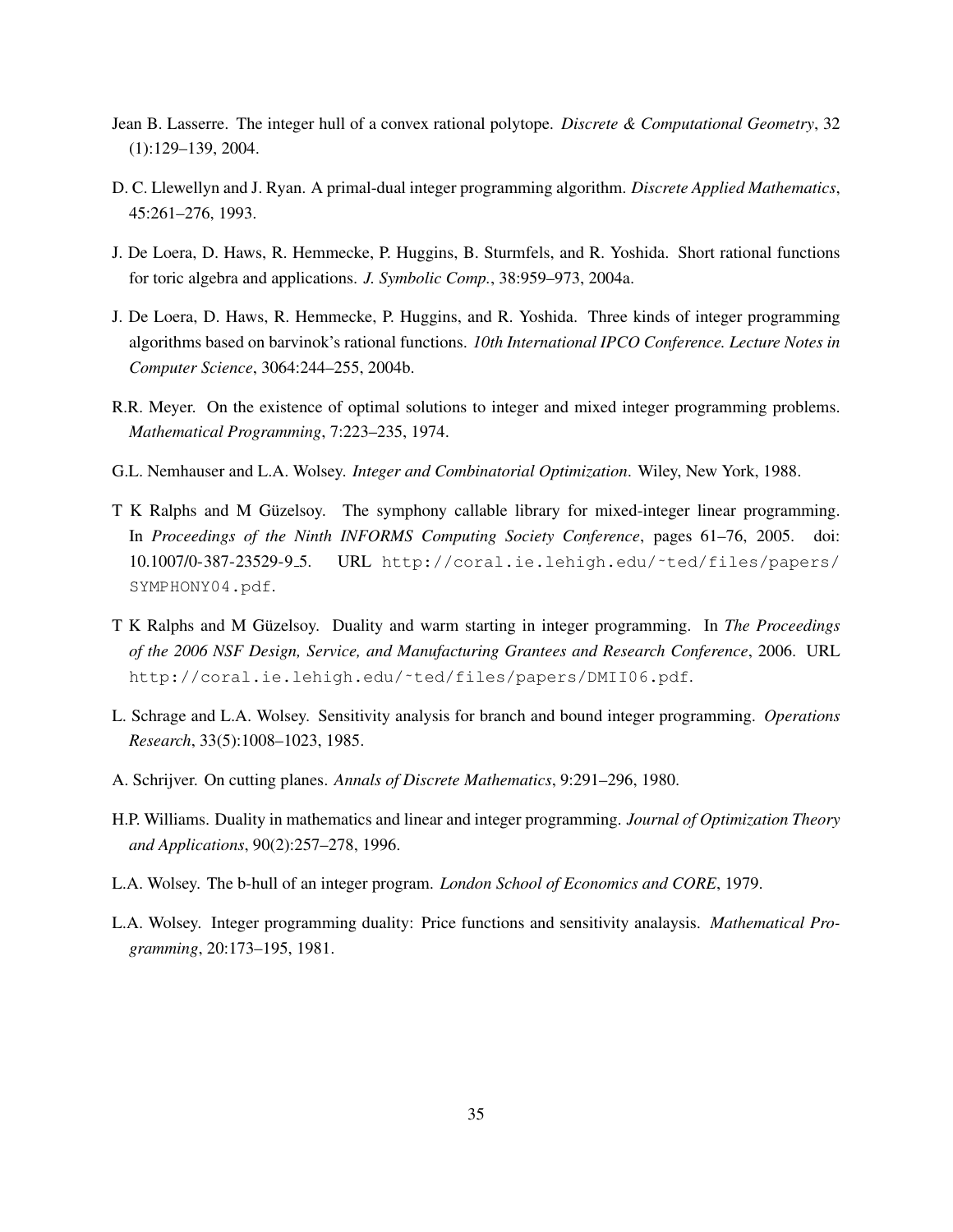Jean B. Lasserre. The integer hull of a convex rational polytope. *Discrete & Computational Geometry*, 32 (1):129–139, 2004.

D. C. Llewellyn and J. Ryan. A primal-dual integer programming algorithm. *Discrete Applied Mathematics*, 45:261–276, 1993.

J. De Loera, D. Haws, R. Hemmecke, P. Huggins, B. Sturmfels, and R. Yoshida. Short rational functions for toric algebra and applications. *J. Symbolic Comp.*, 38:959–973, 2004a.

J. De Loera, D. Haws, R. Hemmecke, P. Huggins, and R. Yoshida. Three kinds of integer programming algorithms based on barvinok's rational functions. *10th International IPCO Conference. Lecture Notes in Computer Science*, 3064:244–255, 2004b.

R.R. Meyer. On the existence of optimal solutions to integer and mixed integer programming problems. *Mathematical Programming*, 7:223–235, 1974.

G.L. Nemhauser and L.A. Wolsey. *Integer and Combinatorial Optimization*. Wiley, New York, 1988.

T K Ralphs and M Güzelsoy. The symphony callable library for mixed-integer linear programming. In *Proceedings of the Ninth INFORMS Computing Society Conference*, pages 61–76, 2005. doi: 10.1007/0-387-23529-9_5. URL `http://coral.ie.lehigh.edu/~ted/files/papers/SYMPHONY04.pdf`.

T K Ralphs and M Güzelsoy. Duality and warm starting in integer programming. In *The Proceedings of the 2006 NSF Design, Service, and Manufacturing Grantees and Research Conference*, 2006. URL `http://coral.ie.lehigh.edu/~ted/files/papers/DMII06.pdf`.

L. Schrage and L.A. Wolsey. Sensitivity analysis for branch and bound integer programming. *Operations Research*, 33(5):1008–1023, 1985.

A. Schrijver. On cutting planes. *Annals of Discrete Mathematics*, 9:291–296, 1980.

H.P. Williams. Duality in mathematics and linear and integer programming. *Journal of Optimization Theory and Applications*, 90(2):257–278, 1996.

L.A. Wolsey. The b-hull of an integer program. *London School of Economics and CORE*, 1979.

L.A. Wolsey. Integer programming duality: Price functions and sensitivity analaysis. *Mathematical Programming*, 20:173–195, 1981.